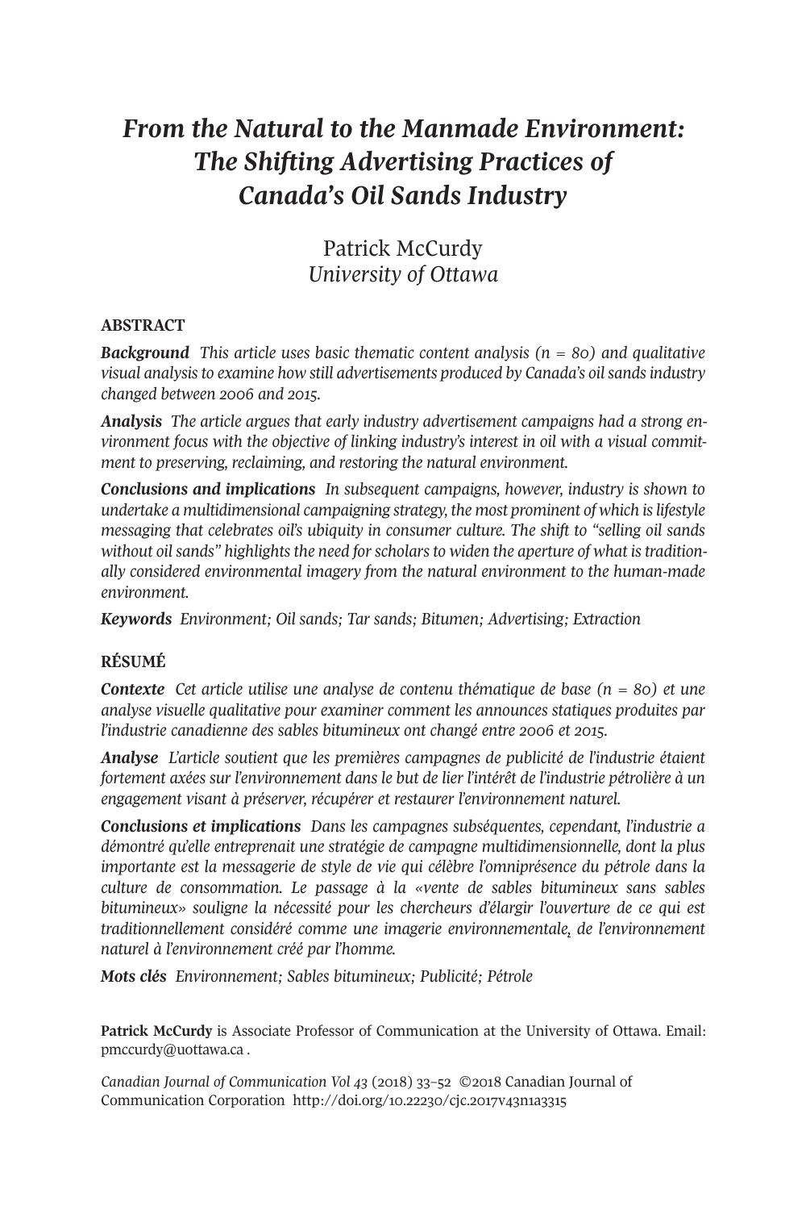# *From the Natural to the Manmade Environment: The Shifting Advertising Practices of Canada's Oil Sands Industry*

Patrick McCurdy
*University of Ottawa*

## ABSTRACT

***Background*** *This article uses basic thematic content analysis (n = 80) and qualitative visual analysis to examine how still advertisements produced by Canada's oil sands industry changed between 2006 and 2015.*

***Analysis*** *The article argues that early industry advertisement campaigns had a strong environment focus with the objective of linking industry's interest in oil with a visual commitment to preserving, reclaiming, and restoring the natural environment.*

***Conclusions and implications*** *In subsequent campaigns, however, industry is shown to undertake a multidimensional campaigning strategy, the most prominent of which is lifestyle messaging that celebrates oil's ubiquity in consumer culture. The shift to "selling oil sands without oil sands" highlights the need for scholars to widen the aperture of what is traditionally considered environmental imagery from the natural environment to the human-made environment.*

***Keywords*** *Environment; Oil sands; Tar sands; Bitumen; Advertising; Extraction*

## RÉSUMÉ

***Contexte*** *Cet article utilise une analyse de contenu thématique de base (n = 80) et une analyse visuelle qualitative pour examiner comment les annonces statiques produites par l'industrie canadienne des sables bitumineux ont changé entre 2006 et 2015.*

***Analyse*** *L'article soutient que les premières campagnes de publicité de l'industrie étaient fortement axées sur l'environnement dans le but de lier l'intérêt de l'industrie pétrolière à un engagement visant à préserver, récupérer et restaurer l'environnement naturel.*

***Conclusions et implications*** *Dans les campagnes subséquentes, cependant, l'industrie a démontré qu'elle entreprenait une stratégie de campagne multidimensionnelle, dont la plus importante est la messagerie de style de vie qui célèbre l'omniprésence du pétrole dans la culture de consommation. Le passage à la «vente de sables bitumineux sans sables bitumineux» souligne la nécessité pour les chercheurs d'élargir l'ouverture de ce qui est traditionnellement considéré comme une imagerie environnementale, de l'environnement naturel à l'environnement créé par l'homme.*

***Mots clés*** *Environnement; Sables bitumineux; Publicité; Pétrole*

**Patrick McCurdy** is Associate Professor of Communication at the University of Ottawa. Email: pmccurdy@uottawa.ca .

*Canadian Journal of Communication Vol 43* (2018) 33–52 ©2018 Canadian Journal of Communication Corporation http://doi.org/10.22230/cjc.2017v43n1a3315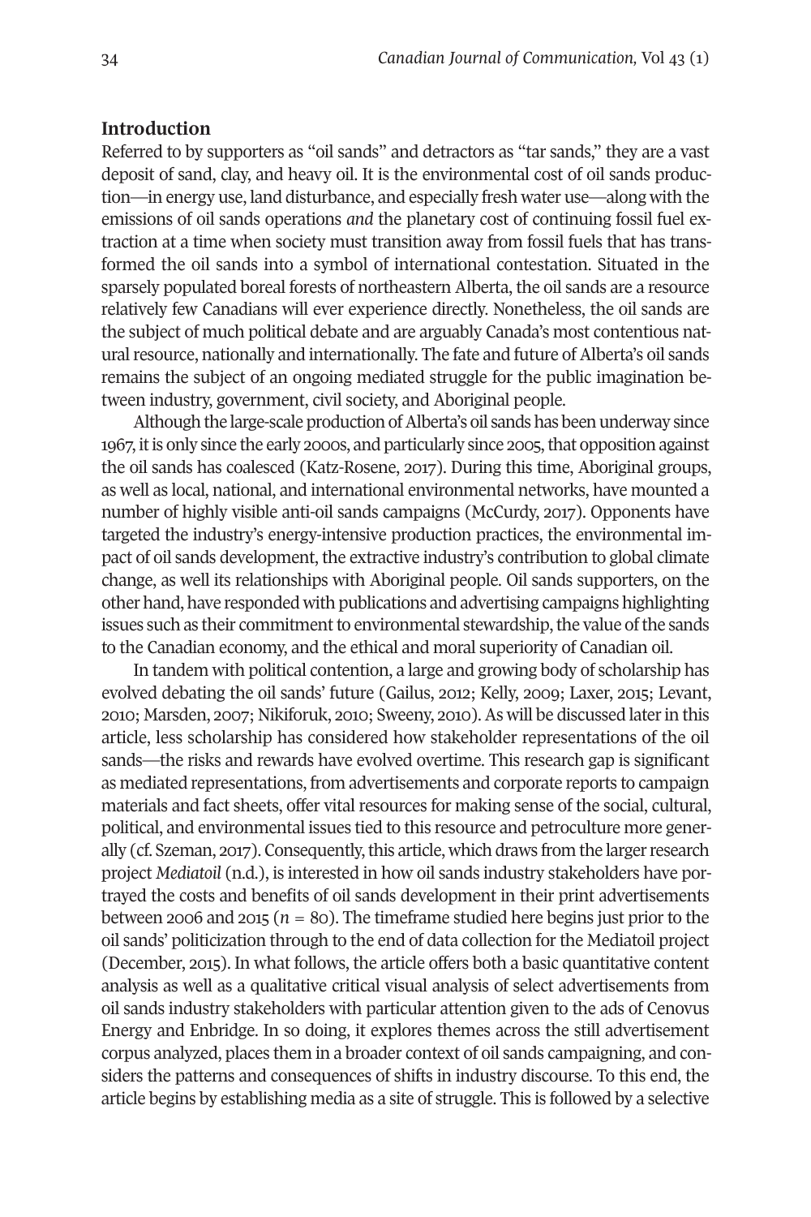## Introduction

Referred to by supporters as "oil sands" and detractors as "tar sands," they are a vast deposit of sand, clay, and heavy oil. It is the environmental cost of oil sands production—in energy use, land disturbance, and especially fresh water use—along with the emissions of oil sands operations *and* the planetary cost of continuing fossil fuel extraction at a time when society must transition away from fossil fuels that has transformed the oil sands into a symbol of international contestation. Situated in the sparsely populated boreal forests of northeastern Alberta, the oil sands are a resource relatively few Canadians will ever experience directly. Nonetheless, the oil sands are the subject of much political debate and are arguably Canada's most contentious natural resource, nationally and internationally. The fate and future of Alberta's oil sands remains the subject of an ongoing mediated struggle for the public imagination between industry, government, civil society, and Aboriginal people.

Although the large-scale production of Alberta's oil sands has been underway since 1967, it is only since the early 2000s, and particularly since 2005, that opposition against the oil sands has coalesced (Katz-Rosene, 2017). During this time, Aboriginal groups, as well as local, national, and international environmental networks, have mounted a number of highly visible anti-oil sands campaigns (McCurdy, 2017). Opponents have targeted the industry's energy-intensive production practices, the environmental impact of oil sands development, the extractive industry's contribution to global climate change, as well its relationships with Aboriginal people. Oil sands supporters, on the other hand, have responded with publications and advertising campaigns highlighting issues such as their commitment to environmental stewardship, the value of the sands to the Canadian economy, and the ethical and moral superiority of Canadian oil.

In tandem with political contention, a large and growing body of scholarship has evolved debating the oil sands' future (Gailus, 2012; Kelly, 2009; Laxer, 2015; Levant, 2010; Marsden, 2007; Nikiforuk, 2010; Sweeny, 2010). As will be discussed later in this article, less scholarship has considered how stakeholder representations of the oil sands—the risks and rewards have evolved overtime. This research gap is significant as mediated representations, from advertisements and corporate reports to campaign materials and fact sheets, offer vital resources for making sense of the social, cultural, political, and environmental issues tied to this resource and petroculture more generally (cf. Szeman, 2017). Consequently, this article, which draws from the larger research project *Mediatoil* (n.d.), is interested in how oil sands industry stakeholders have portrayed the costs and benefits of oil sands development in their print advertisements between 2006 and 2015 ($n$ = 80). The timeframe studied here begins just prior to the oil sands' politicization through to the end of data collection for the Mediatoil project (December, 2015). In what follows, the article offers both a basic quantitative content analysis as well as a qualitative critical visual analysis of select advertisements from oil sands industry stakeholders with particular attention given to the ads of Cenovus Energy and Enbridge. In so doing, it explores themes across the still advertisement corpus analyzed, places them in a broader context of oil sands campaigning, and considers the patterns and consequences of shifts in industry discourse. To this end, the article begins by establishing media as a site of struggle. This is followed by a selective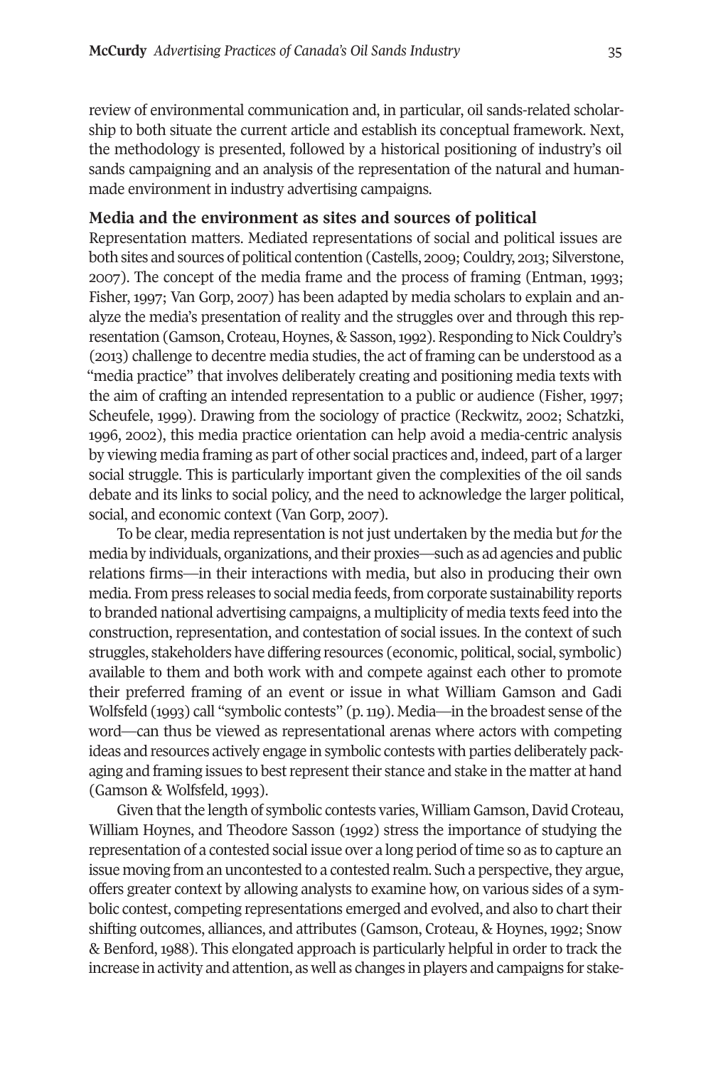review of environmental communication and, in particular, oil sands-related scholarship to both situate the current article and establish its conceptual framework. Next, the methodology is presented, followed by a historical positioning of industry's oil sands campaigning and an analysis of the representation of the natural and human-made environment in industry advertising campaigns.

## Media and the environment as sites and sources of political

Representation matters. Mediated representations of social and political issues are both sites and sources of political contention (Castells, 2009; Couldry, 2013; Silverstone, 2007). The concept of the media frame and the process of framing (Entman, 1993; Fisher, 1997; Van Gorp, 2007) has been adapted by media scholars to explain and analyze the media's presentation of reality and the struggles over and through this representation (Gamson, Croteau, Hoynes, & Sasson, 1992). Responding to Nick Couldry's (2013) challenge to decentre media studies, the act of framing can be understood as a "media practice" that involves deliberately creating and positioning media texts with the aim of crafting an intended representation to a public or audience (Fisher, 1997; Scheufele, 1999). Drawing from the sociology of practice (Reckwitz, 2002; Schatzki, 1996, 2002), this media practice orientation can help avoid a media-centric analysis by viewing media framing as part of other social practices and, indeed, part of a larger social struggle. This is particularly important given the complexities of the oil sands debate and its links to social policy, and the need to acknowledge the larger political, social, and economic context (Van Gorp, 2007).

To be clear, media representation is not just undertaken by the media but *for* the media by individuals, organizations, and their proxies—such as ad agencies and public relations firms—in their interactions with media, but also in producing their own media. From press releases to social media feeds, from corporate sustainability reports to branded national advertising campaigns, a multiplicity of media texts feed into the construction, representation, and contestation of social issues. In the context of such struggles, stakeholders have differing resources (economic, political, social, symbolic) available to them and both work with and compete against each other to promote their preferred framing of an event or issue in what William Gamson and Gadi Wolfsfeld (1993) call "symbolic contests" (p. 119). Media—in the broadest sense of the word—can thus be viewed as representational arenas where actors with competing ideas and resources actively engage in symbolic contests with parties deliberately packaging and framing issues to best represent their stance and stake in the matter at hand (Gamson & Wolfsfeld, 1993).

Given that the length of symbolic contests varies, William Gamson, David Croteau, William Hoynes, and Theodore Sasson (1992) stress the importance of studying the representation of a contested social issue over a long period of time so as to capture an issue moving from an uncontested to a contested realm. Such a perspective, they argue, offers greater context by allowing analysts to examine how, on various sides of a symbolic contest, competing representations emerged and evolved, and also to chart their shifting outcomes, alliances, and attributes (Gamson, Croteau, & Hoynes, 1992; Snow & Benford, 1988). This elongated approach is particularly helpful in order to track the increase in activity and attention, as well as changes in players and campaigns for stake-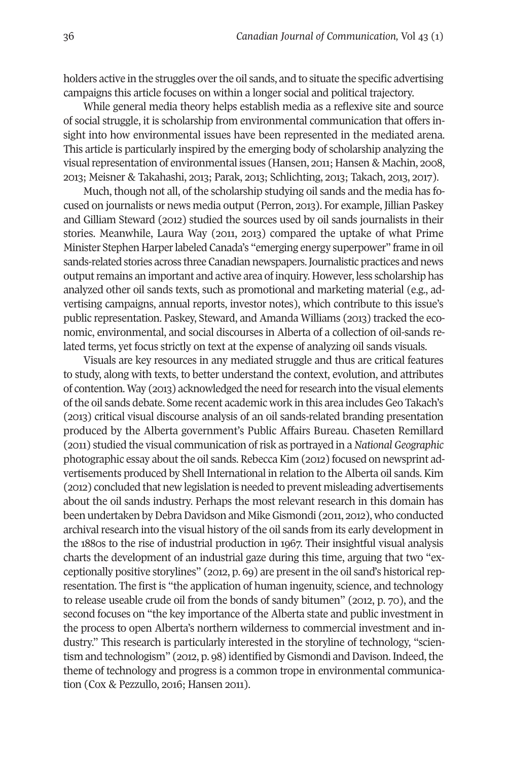holders active in the struggles over the oil sands, and to situate the specific advertising campaigns this article focuses on within a longer social and political trajectory.

While general media theory helps establish media as a reflexive site and source of social struggle, it is scholarship from environmental communication that offers insight into how environmental issues have been represented in the mediated arena. This article is particularly inspired by the emerging body of scholarship analyzing the visual representation of environmental issues (Hansen, 2011; Hansen & Machin, 2008, 2013; Meisner & Takahashi, 2013; Parak, 2013; Schlichting, 2013; Takach, 2013, 2017).

Much, though not all, of the scholarship studying oil sands and the media has focused on journalists or news media output (Perron, 2013). For example, Jillian Paskey and Gilliam Steward (2012) studied the sources used by oil sands journalists in their stories. Meanwhile, Laura Way (2011, 2013) compared the uptake of what Prime Minister Stephen Harper labeled Canada's "emerging energy superpower" frame in oil sands-related stories across three Canadian newspapers. Journalistic practices and news output remains an important and active area of inquiry. However, less scholarship has analyzed other oil sands texts, such as promotional and marketing material (e.g., advertising campaigns, annual reports, investor notes), which contribute to this issue's public representation. Paskey, Steward, and Amanda Williams (2013) tracked the economic, environmental, and social discourses in Alberta of a collection of oil-sands related terms, yet focus strictly on text at the expense of analyzing oil sands visuals.

Visuals are key resources in any mediated struggle and thus are critical features to study, along with texts, to better understand the context, evolution, and attributes of contention. Way (2013) acknowledged the need for research into the visual elements of the oil sands debate. Some recent academic work in this area includes Geo Takach's (2013) critical visual discourse analysis of an oil sands-related branding presentation produced by the Alberta government's Public Affairs Bureau. Chaseten Remillard (2011) studied the visual communication of risk as portrayed in a *National Geographic* photographic essay about the oil sands. Rebecca Kim (2012) focused on newsprint advertisements produced by Shell International in relation to the Alberta oil sands. Kim (2012) concluded that new legislation is needed to prevent misleading advertisements about the oil sands industry. Perhaps the most relevant research in this domain has been undertaken by Debra Davidson and Mike Gismondi (2011, 2012), who conducted archival research into the visual history of the oil sands from its early development in the 1880s to the rise of industrial production in 1967. Their insightful visual analysis charts the development of an industrial gaze during this time, arguing that two "exceptionally positive storylines" (2012, p. 69) are present in the oil sand's historical representation. The first is "the application of human ingenuity, science, and technology to release useable crude oil from the bonds of sandy bitumen" (2012, p. 70), and the second focuses on "the key importance of the Alberta state and public investment in the process to open Alberta's northern wilderness to commercial investment and industry." This research is particularly interested in the storyline of technology, "scientism and technologism" (2012, p. 98) identified by Gismondi and Davison. Indeed, the theme of technology and progress is a common trope in environmental communication (Cox & Pezzullo, 2016; Hansen 2011).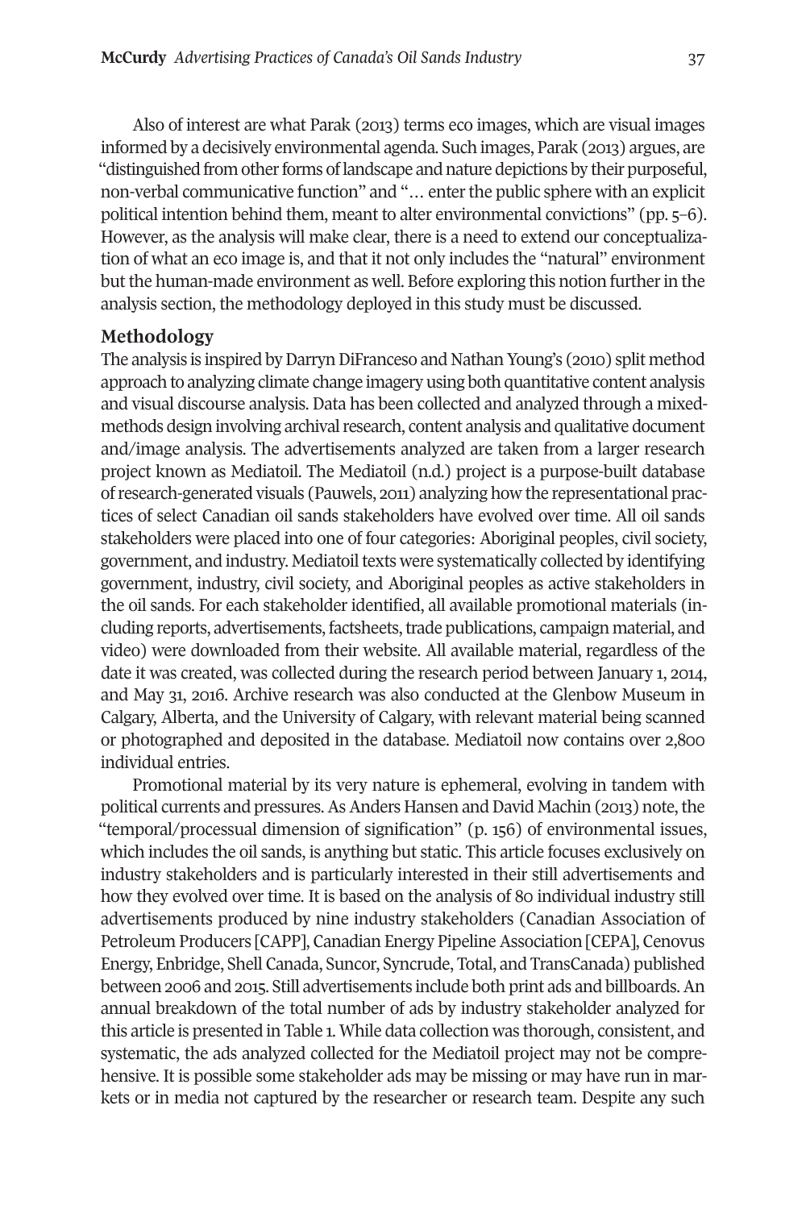Also of interest are what Parak (2013) terms eco images, which are visual images informed by a decisively environmental agenda. Such images, Parak (2013) argues, are "distinguished from other forms of landscape and nature depictions by their purposeful, non-verbal communicative function" and "… enter the public sphere with an explicit political intention behind them, meant to alter environmental convictions" (pp. 5–6). However, as the analysis will make clear, there is a need to extend our conceptualization of what an eco image is, and that it not only includes the "natural" environment but the human-made environment as well. Before exploring this notion further in the analysis section, the methodology deployed in this study must be discussed.

## Methodology

The analysis is inspired by Darryn DiFranceso and Nathan Young's (2010) split method approach to analyzing climate change imagery using both quantitative content analysis and visual discourse analysis. Data has been collected and analyzed through a mixed-methods design involving archival research, content analysis and qualitative document and/image analysis. The advertisements analyzed are taken from a larger research project known as Mediatoil. The Mediatoil (n.d.) project is a purpose-built database of research-generated visuals (Pauwels, 2011) analyzing how the representational practices of select Canadian oil sands stakeholders have evolved over time. All oil sands stakeholders were placed into one of four categories: Aboriginal peoples, civil society, government, and industry. Mediatoil texts were systematically collected by identifying government, industry, civil society, and Aboriginal peoples as active stakeholders in the oil sands. For each stakeholder identified, all available promotional materials (including reports, advertisements, factsheets, trade publications, campaign material, and video) were downloaded from their website. All available material, regardless of the date it was created, was collected during the research period between January 1, 2014, and May 31, 2016. Archive research was also conducted at the Glenbow Museum in Calgary, Alberta, and the University of Calgary, with relevant material being scanned or photographed and deposited in the database. Mediatoil now contains over 2,800 individual entries.

Promotional material by its very nature is ephemeral, evolving in tandem with political currents and pressures. As Anders Hansen and David Machin (2013) note, the "temporal/processual dimension of signification" (p. 156) of environmental issues, which includes the oil sands, is anything but static. This article focuses exclusively on industry stakeholders and is particularly interested in their still advertisements and how they evolved over time. It is based on the analysis of 80 individual industry still advertisements produced by nine industry stakeholders (Canadian Association of Petroleum Producers [CAPP], Canadian Energy Pipeline Association [CEPA], Cenovus Energy, Enbridge, Shell Canada, Suncor, Syncrude, Total, and TransCanada) published between 2006 and 2015. Still advertisements include both print ads and billboards. An annual breakdown of the total number of ads by industry stakeholder analyzed for this article is presented in Table 1. While data collection was thorough, consistent, and systematic, the ads analyzed collected for the Mediatoil project may not be comprehensive. It is possible some stakeholder ads may be missing or may have run in markets or in media not captured by the researcher or research team. Despite any such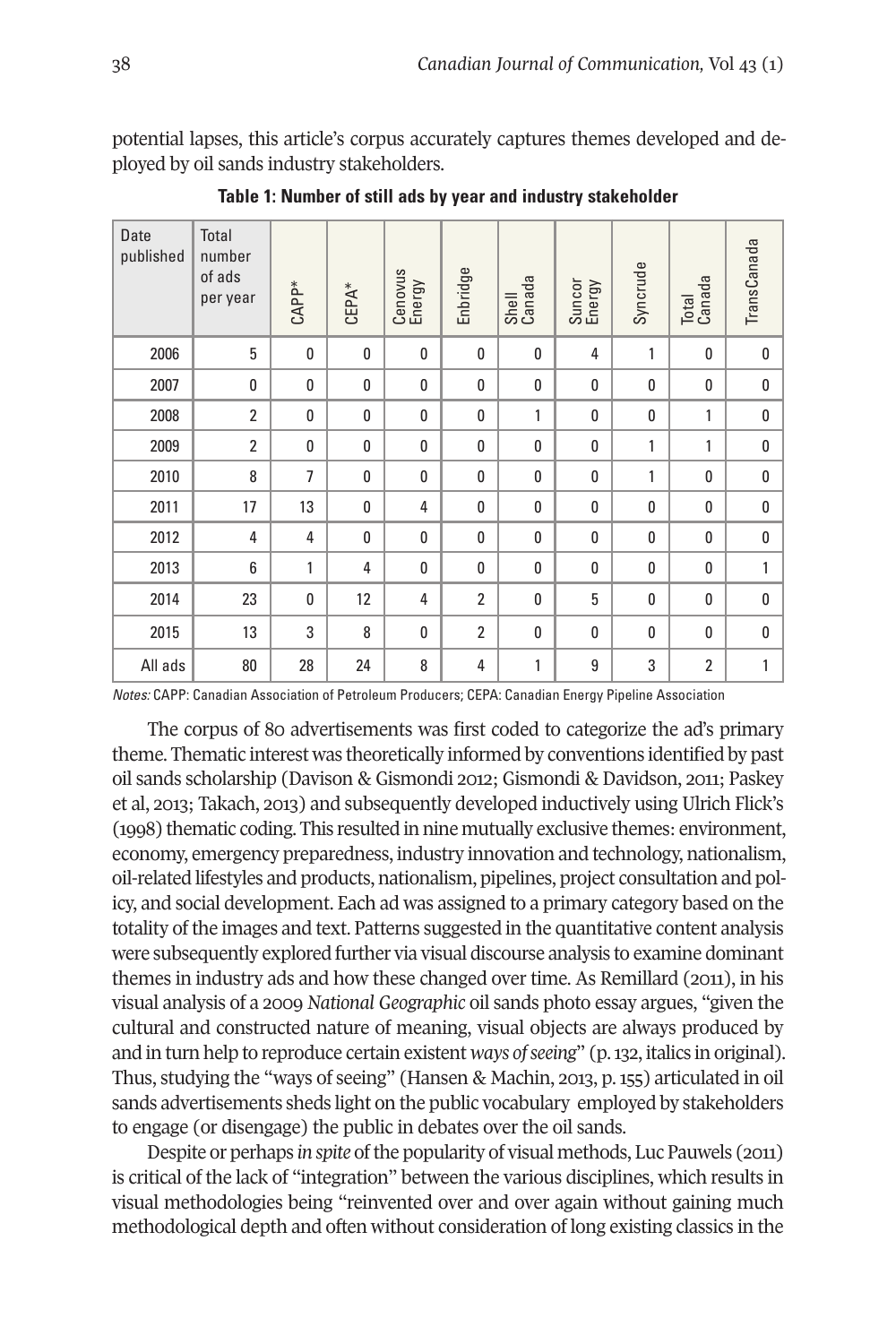potential lapses, this article's corpus accurately captures themes developed and deployed by oil sands industry stakeholders.

**Table 1: Number of still ads by year and industry stakeholder**

| Date published | Total number of ads per year | CAPP* | CEPA* | Cenovus Energy | Enbridge | Shell Canada | Suncor Energy | Syncrude | Total Canada | TransCanada |
|---|---|---|---|---|---|---|---|---|---|---|
| 2006 | 5 | 0 | 0 | 0 | 0 | 0 | 4 | 1 | 0 | 0 |
| 2007 | 0 | 0 | 0 | 0 | 0 | 0 | 0 | 0 | 0 | 0 |
| 2008 | 2 | 0 | 0 | 0 | 0 | 1 | 0 | 0 | 1 | 0 |
| 2009 | 2 | 0 | 0 | 0 | 0 | 0 | 0 | 1 | 1 | 0 |
| 2010 | 8 | 7 | 0 | 0 | 0 | 0 | 0 | 1 | 0 | 0 |
| 2011 | 17 | 13 | 0 | 4 | 0 | 0 | 0 | 0 | 0 | 0 |
| 2012 | 4 | 4 | 0 | 0 | 0 | 0 | 0 | 0 | 0 | 0 |
| 2013 | 6 | 1 | 4 | 0 | 0 | 0 | 0 | 0 | 0 | 1 |
| 2014 | 23 | 0 | 12 | 4 | 2 | 0 | 5 | 0 | 0 | 0 |
| 2015 | 13 | 3 | 8 | 0 | 2 | 0 | 0 | 0 | 0 | 0 |
| All ads | 80 | 28 | 24 | 8 | 4 | 1 | 9 | 3 | 2 | 1 |

*Notes:* CAPP: Canadian Association of Petroleum Producers; CEPA: Canadian Energy Pipeline Association

The corpus of 80 advertisements was first coded to categorize the ad's primary theme. Thematic interest was theoretically informed by conventions identified by past oil sands scholarship (Davison & Gismondi 2012; Gismondi & Davidson, 2011; Paskey et al, 2013; Takach, 2013) and subsequently developed inductively using Ulrich Flick's (1998) thematic coding. This resulted in nine mutually exclusive themes: environment, economy, emergency preparedness, industry innovation and technology, nationalism, oil-related lifestyles and products, nationalism, pipelines, project consultation and policy, and social development. Each ad was assigned to a primary category based on the totality of the images and text. Patterns suggested in the quantitative content analysis were subsequently explored further via visual discourse analysis to examine dominant themes in industry ads and how these changed over time. As Remillard (2011), in his visual analysis of a 2009 *National Geographic* oil sands photo essay argues, "given the cultural and constructed nature of meaning, visual objects are always produced by and in turn help to reproduce certain existent *ways of seeing*" (p. 132, italics in original). Thus, studying the "ways of seeing" (Hansen & Machin, 2013, p. 155) articulated in oil sands advertisements sheds light on the public vocabulary employed by stakeholders to engage (or disengage) the public in debates over the oil sands.

Despite or perhaps *in spite* of the popularity of visual methods, Luc Pauwels (2011) is critical of the lack of "integration" between the various disciplines, which results in visual methodologies being "reinvented over and over again without gaining much methodological depth and often without consideration of long existing classics in the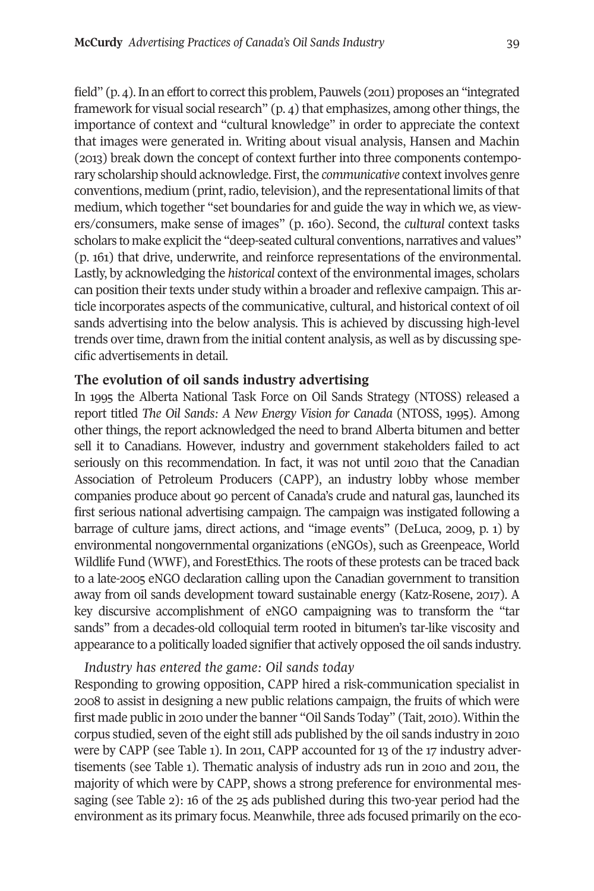field" (p. 4). In an effort to correct this problem, Pauwels (2011) proposes an "integrated framework for visual social research" (p. 4) that emphasizes, among other things, the importance of context and "cultural knowledge" in order to appreciate the context that images were generated in. Writing about visual analysis, Hansen and Machin (2013) break down the concept of context further into three components contemporary scholarship should acknowledge. First, the *communicative* context involves genre conventions, medium (print, radio, television), and the representational limits of that medium, which together "set boundaries for and guide the way in which we, as viewers/consumers, make sense of images" (p. 160). Second, the *cultural* context tasks scholars to make explicit the "deep-seated cultural conventions, narratives and values" (p. 161) that drive, underwrite, and reinforce representations of the environmental. Lastly, by acknowledging the *historical* context of the environmental images, scholars can position their texts under study within a broader and reflexive campaign. This article incorporates aspects of the communicative, cultural, and historical context of oil sands advertising into the below analysis. This is achieved by discussing high-level trends over time, drawn from the initial content analysis, as well as by discussing specific advertisements in detail.

## The evolution of oil sands industry advertising

In 1995 the Alberta National Task Force on Oil Sands Strategy (NTOSS) released a report titled *The Oil Sands: A New Energy Vision for Canada* (NTOSS, 1995). Among other things, the report acknowledged the need to brand Alberta bitumen and better sell it to Canadians. However, industry and government stakeholders failed to act seriously on this recommendation. In fact, it was not until 2010 that the Canadian Association of Petroleum Producers (CAPP), an industry lobby whose member companies produce about 90 percent of Canada's crude and natural gas, launched its first serious national advertising campaign. The campaign was instigated following a barrage of culture jams, direct actions, and "image events" (DeLuca, 2009, p. 1) by environmental nongovernmental organizations (eNGOs), such as Greenpeace, World Wildlife Fund (WWF), and ForestEthics. The roots of these protests can be traced back to a late-2005 eNGO declaration calling upon the Canadian government to transition away from oil sands development toward sustainable energy (Katz-Rosene, 2017). A key discursive accomplishment of eNGO campaigning was to transform the "tar sands" from a decades-old colloquial term rooted in bitumen's tar-like viscosity and appearance to a politically loaded signifier that actively opposed the oil sands industry.

### *Industry has entered the game: Oil sands today*

Responding to growing opposition, CAPP hired a risk-communication specialist in 2008 to assist in designing a new public relations campaign, the fruits of which were first made public in 2010 under the banner "Oil Sands Today" (Tait, 2010). Within the corpus studied, seven of the eight still ads published by the oil sands industry in 2010 were by CAPP (see Table 1). In 2011, CAPP accounted for 13 of the 17 industry advertisements (see Table 1). Thematic analysis of industry ads run in 2010 and 2011, the majority of which were by CAPP, shows a strong preference for environmental messaging (see Table 2): 16 of the 25 ads published during this two-year period had the environment as its primary focus. Meanwhile, three ads focused primarily on the eco-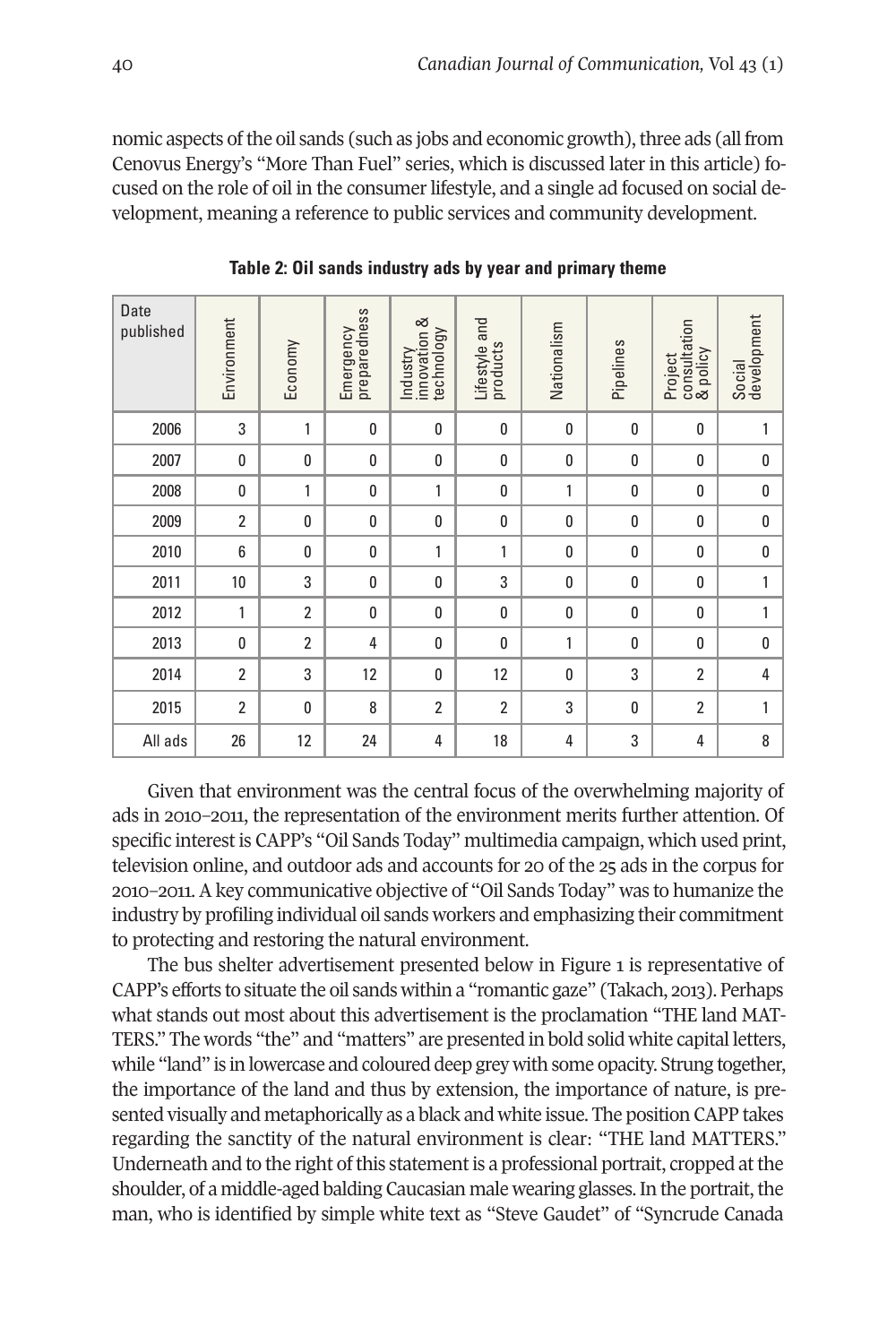nomic aspects of the oil sands (such as jobs and economic growth), three ads (all from Cenovus Energy's "More Than Fuel" series, which is discussed later in this article) focused on the role of oil in the consumer lifestyle, and a single ad focused on social development, meaning a reference to public services and community development.

**Table 2: Oil sands industry ads by year and primary theme**

| Date published | Environment | Economy | Emergency preparedness | Industry innovation & technology | Lifestyle and products | Nationalism | Pipelines | Project consultation & policy | Social development |
|---|---|---|---|---|---|---|---|---|---|
| 2006 | 3 | 1 | 0 | 0 | 0 | 0 | 0 | 0 | 1 |
| 2007 | 0 | 0 | 0 | 0 | 0 | 0 | 0 | 0 | 0 |
| 2008 | 0 | 1 | 0 | 1 | 0 | 1 | 0 | 0 | 0 |
| 2009 | 2 | 0 | 0 | 0 | 0 | 0 | 0 | 0 | 0 |
| 2010 | 6 | 0 | 0 | 1 | 1 | 0 | 0 | 0 | 0 |
| 2011 | 10 | 3 | 0 | 0 | 3 | 0 | 0 | 0 | 1 |
| 2012 | 1 | 2 | 0 | 0 | 0 | 0 | 0 | 0 | 1 |
| 2013 | 0 | 2 | 4 | 0 | 0 | 1 | 0 | 0 | 0 |
| 2014 | 2 | 3 | 12 | 0 | 12 | 0 | 3 | 2 | 4 |
| 2015 | 2 | 0 | 8 | 2 | 2 | 3 | 0 | 2 | 1 |
| All ads | 26 | 12 | 24 | 4 | 18 | 4 | 3 | 4 | 8 |

Given that environment was the central focus of the overwhelming majority of ads in 2010–2011, the representation of the environment merits further attention. Of specific interest is CAPP's "Oil Sands Today" multimedia campaign, which used print, television online, and outdoor ads and accounts for 20 of the 25 ads in the corpus for 2010–2011. A key communicative objective of "Oil Sands Today" was to humanize the industry by profiling individual oil sands workers and emphasizing their commitment to protecting and restoring the natural environment.

The bus shelter advertisement presented below in Figure 1 is representative of CAPP's efforts to situate the oil sands within a "romantic gaze" (Takach, 2013). Perhaps what stands out most about this advertisement is the proclamation "THE land MATTERS." The words "the" and "matters" are presented in bold solid white capital letters, while "land" is in lowercase and coloured deep grey with some opacity. Strung together, the importance of the land and thus by extension, the importance of nature, is presented visually and metaphorically as a black and white issue. The position CAPP takes regarding the sanctity of the natural environment is clear: "THE land MATTERS." Underneath and to the right of this statement is a professional portrait, cropped at the shoulder, of a middle-aged balding Caucasian male wearing glasses. In the portrait, the man, who is identified by simple white text as "Steve Gaudet" of "Syncrude Canada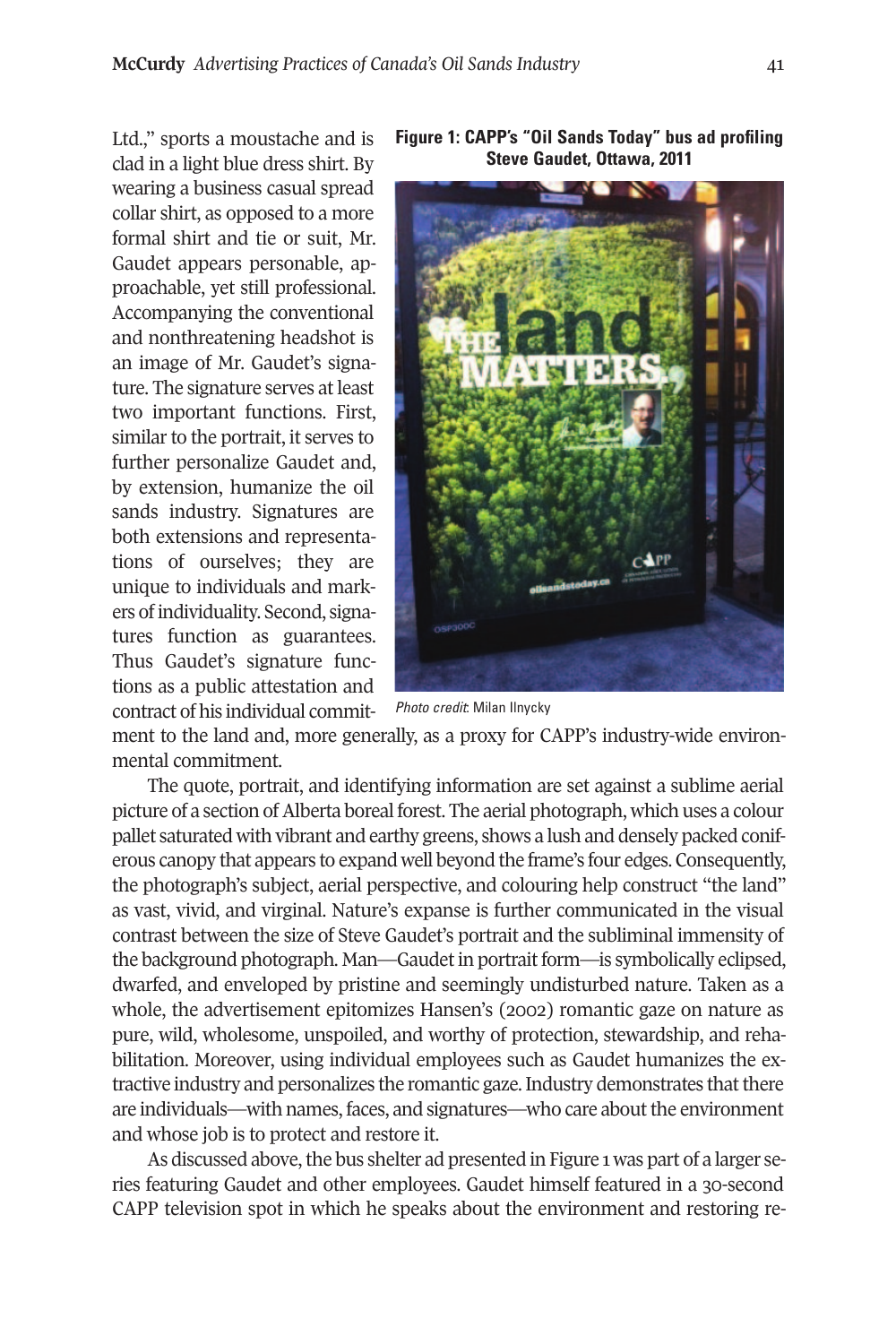Ltd.," sports a moustache and is clad in a light blue dress shirt. By wearing a business casual spread collar shirt, as opposed to a more formal shirt and tie or suit, Mr. Gaudet appears personable, approachable, yet still professional. Accompanying the conventional and nonthreatening headshot is an image of Mr. Gaudet's signature. The signature serves at least two important functions. First, similar to the portrait, it serves to further personalize Gaudet and, by extension, humanize the oil sands industry. Signatures are both extensions and representations of ourselves; they are unique to individuals and markers of individuality. Second, signatures function as guarantees. Thus Gaudet's signature functions as a public attestation and contract of his individual commitment to the land and, more generally, as a proxy for CAPP's industry-wide environmental commitment.

**Figure 1: CAPP's "Oil Sands Today" bus ad profiling Steve Gaudet, Ottawa, 2011**

*Photo credit*: Milan Ilnycky

The quote, portrait, and identifying information are set against a sublime aerial picture of a section of Alberta boreal forest. The aerial photograph, which uses a colour pallet saturated with vibrant and earthy greens, shows a lush and densely packed coniferous canopy that appears to expand well beyond the frame's four edges. Consequently, the photograph's subject, aerial perspective, and colouring help construct "the land" as vast, vivid, and virginal. Nature's expanse is further communicated in the visual contrast between the size of Steve Gaudet's portrait and the subliminal immensity of the background photograph. Man—Gaudet in portrait form—is symbolically eclipsed, dwarfed, and enveloped by pristine and seemingly undisturbed nature. Taken as a whole, the advertisement epitomizes Hansen's (2002) romantic gaze on nature as pure, wild, wholesome, unspoiled, and worthy of protection, stewardship, and rehabilitation. Moreover, using individual employees such as Gaudet humanizes the extractive industry and personalizes the romantic gaze. Industry demonstrates that there are individuals—with names, faces, and signatures—who care about the environment and whose job is to protect and restore it.

As discussed above, the bus shelter ad presented in Figure 1 was part of a larger series featuring Gaudet and other employees. Gaudet himself featured in a 30-second CAPP television spot in which he speaks about the environment and restoring re-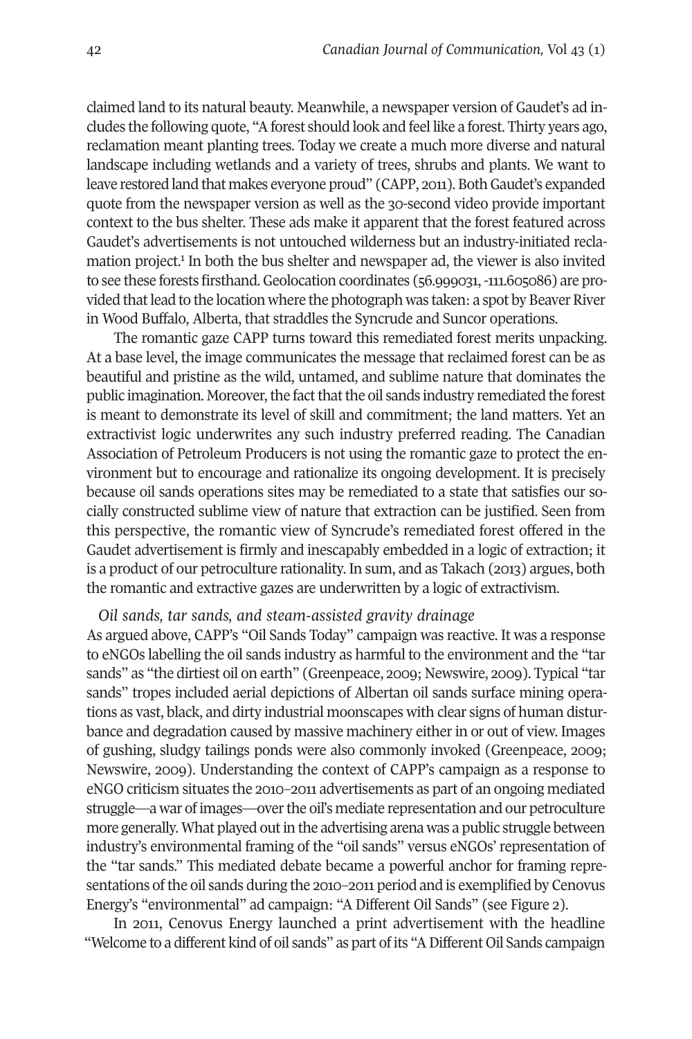claimed land to its natural beauty. Meanwhile, a newspaper version of Gaudet's ad includes the following quote, "A forest should look and feel like a forest. Thirty years ago, reclamation meant planting trees. Today we create a much more diverse and natural landscape including wetlands and a variety of trees, shrubs and plants. We want to leave restored land that makes everyone proud" (CAPP, 2011). Both Gaudet's expanded quote from the newspaper version as well as the 30-second video provide important context to the bus shelter. These ads make it apparent that the forest featured across Gaudet's advertisements is not untouched wilderness but an industry-initiated reclamation project.[1] In both the bus shelter and newspaper ad, the viewer is also invited to see these forests firsthand. Geolocation coordinates (56.999031, -111.605086) are provided that lead to the location where the photograph was taken: a spot by Beaver River in Wood Buffalo, Alberta, that straddles the Syncrude and Suncor operations.

The romantic gaze CAPP turns toward this remediated forest merits unpacking. At a base level, the image communicates the message that reclaimed forest can be as beautiful and pristine as the wild, untamed, and sublime nature that dominates the public imagination. Moreover, the fact that the oil sands industry remediated the forest is meant to demonstrate its level of skill and commitment; the land matters. Yet an extractivist logic underwrites any such industry preferred reading. The Canadian Association of Petroleum Producers is not using the romantic gaze to protect the environment but to encourage and rationalize its ongoing development. It is precisely because oil sands operations sites may be remediated to a state that satisfies our socially constructed sublime view of nature that extraction can be justified. Seen from this perspective, the romantic view of Syncrude's remediated forest offered in the Gaudet advertisement is firmly and inescapably embedded in a logic of extraction; it is a product of our petroculture rationality. In sum, and as Takach (2013) argues, both the romantic and extractive gazes are underwritten by a logic of extractivism.

*Oil sands, tar sands, and steam-assisted gravity drainage*

As argued above, CAPP's "Oil Sands Today" campaign was reactive. It was a response to eNGOs labelling the oil sands industry as harmful to the environment and the "tar sands" as "the dirtiest oil on earth" (Greenpeace, 2009; Newswire, 2009). Typical "tar sands" tropes included aerial depictions of Albertan oil sands surface mining operations as vast, black, and dirty industrial moonscapes with clear signs of human disturbance and degradation caused by massive machinery either in or out of view. Images of gushing, sludgy tailings ponds were also commonly invoked (Greenpeace, 2009; Newswire, 2009). Understanding the context of CAPP's campaign as a response to eNGO criticism situates the 2010–2011 advertisements as part of an ongoing mediated struggle—a war of images—over the oil's mediate representation and our petroculture more generally. What played out in the advertising arena was a public struggle between industry's environmental framing of the "oil sands" versus eNGOs' representation of the "tar sands." This mediated debate became a powerful anchor for framing representations of the oil sands during the 2010–2011 period and is exemplified by Cenovus Energy's "environmental" ad campaign: "A Different Oil Sands" (see Figure 2).

In 2011, Cenovus Energy launched a print advertisement with the headline "Welcome to a different kind of oil sands" as part of its "A Different Oil Sands campaign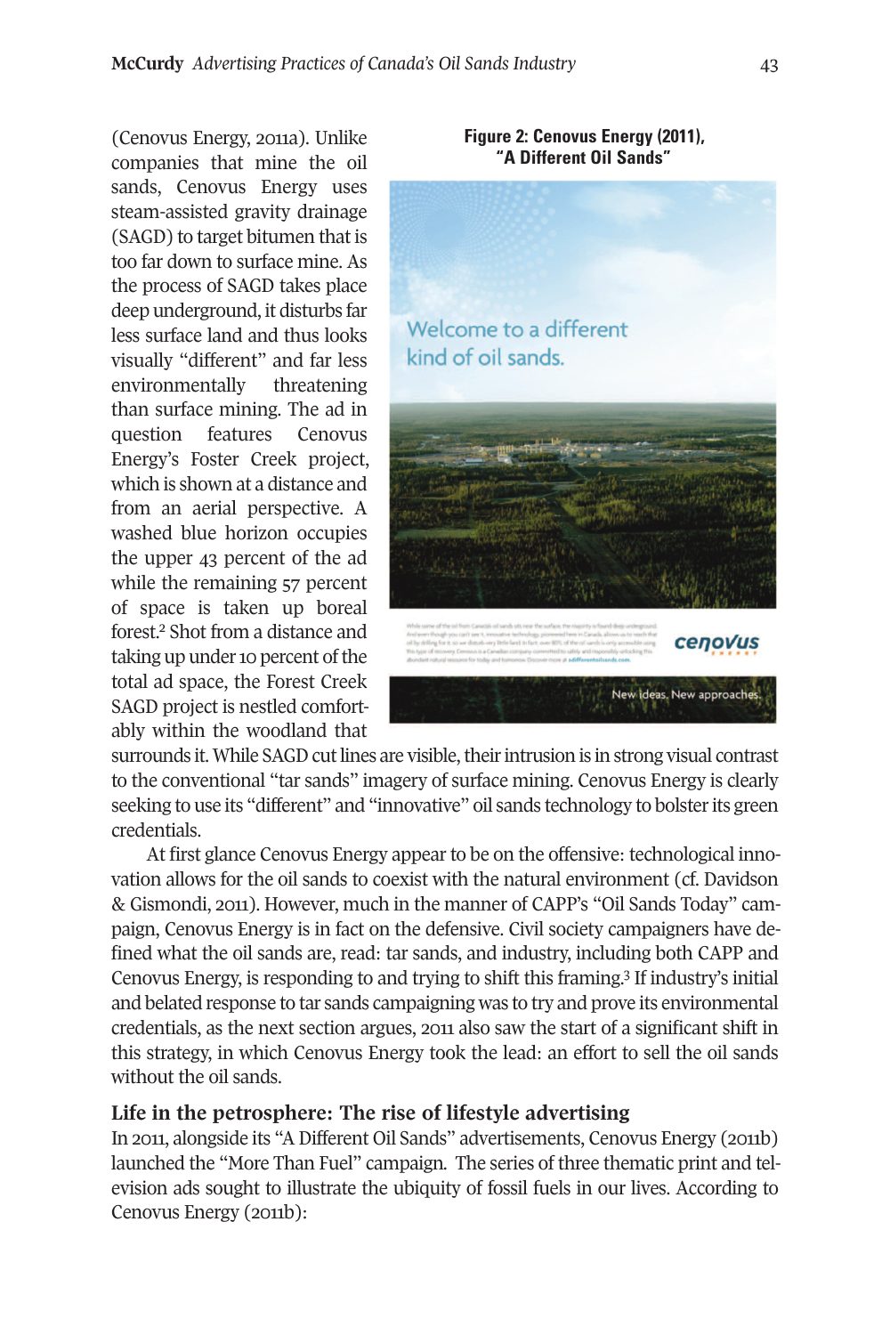(Cenovus Energy, 2011a). Unlike companies that mine the oil sands, Cenovus Energy uses steam-assisted gravity drainage (SAGD) to target bitumen that is too far down to surface mine. As the process of SAGD takes place deep underground, it disturbs far less surface land and thus looks visually "different" and far less environmentally threatening than surface mining. The ad in question features Cenovus Energy's Foster Creek project, which is shown at a distance and from an aerial perspective. A washed blue horizon occupies the upper 43 percent of the ad while the remaining 57 percent of space is taken up boreal forest.[2] Shot from a distance and taking up under 10 percent of the total ad space, the Forest Creek SAGD project is nestled comfortably within the woodland that surrounds it. While SAGD cut lines are visible, their intrusion is in strong visual contrast to the conventional "tar sands" imagery of surface mining. Cenovus Energy is clearly seeking to use its "different" and "innovative" oil sands technology to bolster its green credentials.

**Figure 2: Cenovus Energy (2011), "A Different Oil Sands"**

At first glance Cenovus Energy appear to be on the offensive: technological innovation allows for the oil sands to coexist with the natural environment (cf. Davidson & Gismondi, 2011). However, much in the manner of CAPP's "Oil Sands Today" campaign, Cenovus Energy is in fact on the defensive. Civil society campaigners have defined what the oil sands are, read: tar sands, and industry, including both CAPP and Cenovus Energy, is responding to and trying to shift this framing.[3] If industry's initial and belated response to tar sands campaigning was to try and prove its environmental credentials, as the next section argues, 2011 also saw the start of a significant shift in this strategy, in which Cenovus Energy took the lead: an effort to sell the oil sands without the oil sands.

## Life in the petrosphere: The rise of lifestyle advertising

In 2011, alongside its "A Different Oil Sands" advertisements, Cenovus Energy (2011b) launched the "More Than Fuel" campaign. The series of three thematic print and television ads sought to illustrate the ubiquity of fossil fuels in our lives. According to Cenovus Energy (2011b):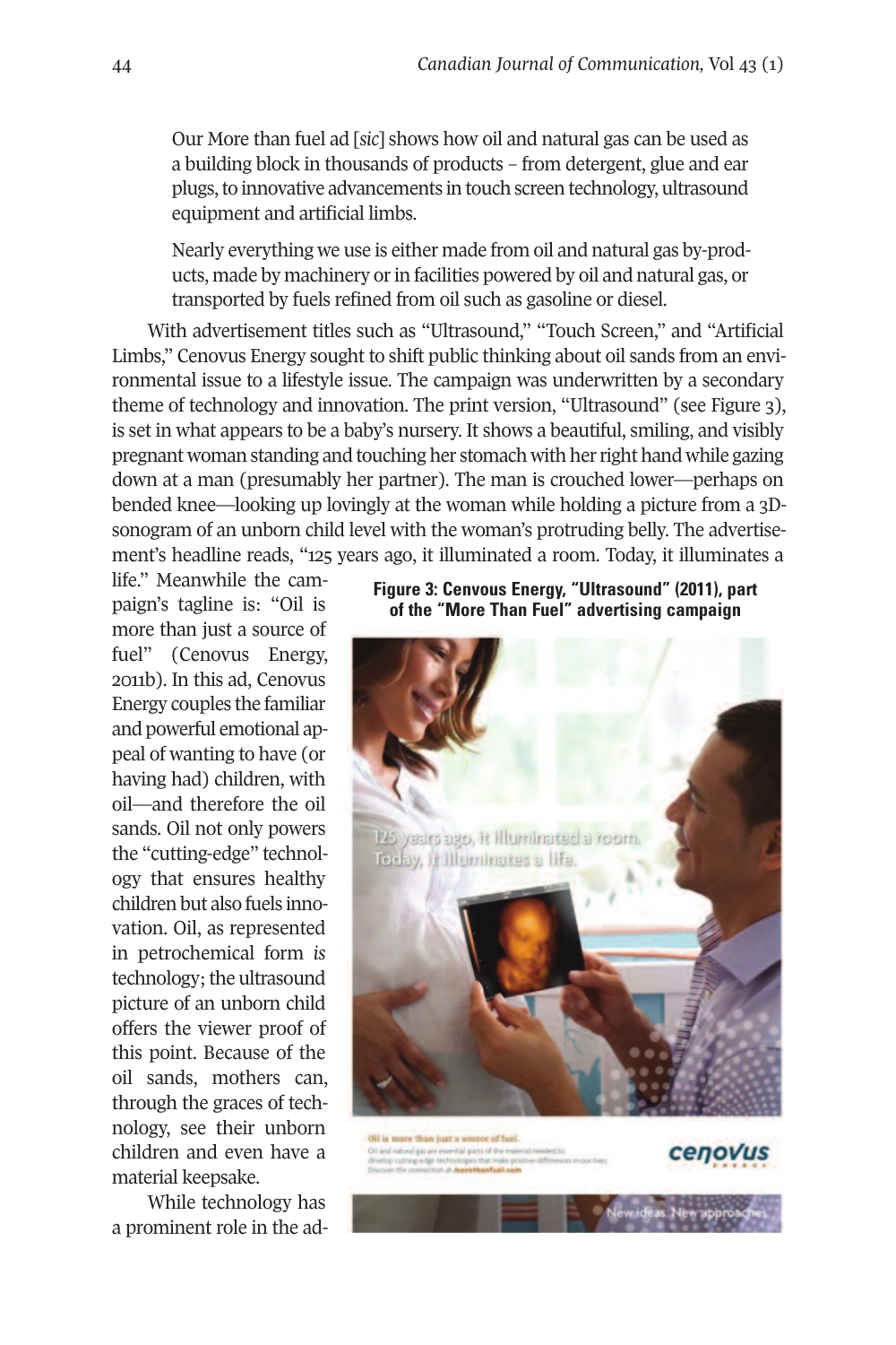> Our More than fuel ad [*sic*] shows how oil and natural gas can be used as a building block in thousands of products – from detergent, glue and ear plugs, to innovative advancements in touch screen technology, ultrasound equipment and artificial limbs.
>
> Nearly everything we use is either made from oil and natural gas by-products, made by machinery or in facilities powered by oil and natural gas, or transported by fuels refined from oil such as gasoline or diesel.

With advertisement titles such as "Ultrasound," "Touch Screen," and "Artificial Limbs," Cenovus Energy sought to shift public thinking about oil sands from an environmental issue to a lifestyle issue. The campaign was underwritten by a secondary theme of technology and innovation. The print version, "Ultrasound" (see Figure 3), is set in what appears to be a baby's nursery. It shows a beautiful, smiling, and visibly pregnant woman standing and touching her stomach with her right hand while gazing down at a man (presumably her partner). The man is crouched lower—perhaps on bended knee—looking up lovingly at the woman while holding a picture from a 3D-sonogram of an unborn child level with the woman's protruding belly. The advertisement's headline reads, "125 years ago, it illuminated a room. Today, it illuminates a life." Meanwhile the campaign's tagline is: "Oil is more than just a source of fuel" (Cenovus Energy, 2011b). In this ad, Cenovus Energy couples the familiar and powerful emotional appeal of wanting to have (or having had) children, with oil—and therefore the oil sands. Oil not only powers the "cutting-edge" technology that ensures healthy children but also fuels innovation. Oil, as represented in petrochemical form *is* technology; the ultrasound picture of an unborn child offers the viewer proof of this point. Because of the oil sands, mothers can, through the graces of technology, see their unborn children and even have a material keepsake.

**Figure 3: Cenovus Energy, "Ultrasound" (2011), part of the "More Than Fuel" advertising campaign**

While technology has a prominent role in the ad-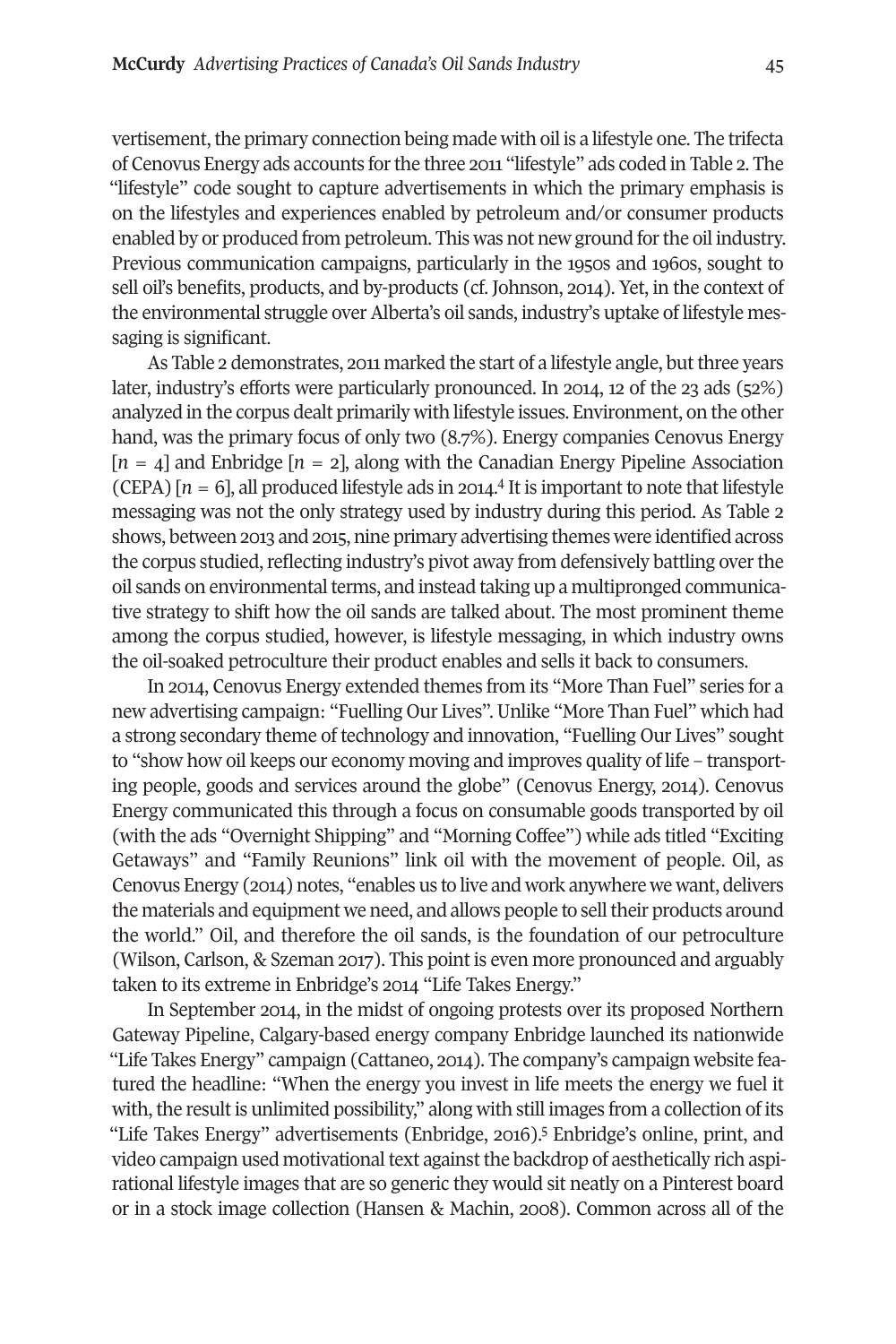vertisement, the primary connection being made with oil is a lifestyle one. The trifecta of Cenovus Energy ads accounts for the three 2011 "lifestyle" ads coded in Table 2. The "lifestyle" code sought to capture advertisements in which the primary emphasis is on the lifestyles and experiences enabled by petroleum and/or consumer products enabled by or produced from petroleum. This was not new ground for the oil industry. Previous communication campaigns, particularly in the 1950s and 1960s, sought to sell oil's benefits, products, and by-products (cf. Johnson, 2014). Yet, in the context of the environmental struggle over Alberta's oil sands, industry's uptake of lifestyle messaging is significant.

As Table 2 demonstrates, 2011 marked the start of a lifestyle angle, but three years later, industry's efforts were particularly pronounced. In 2014, 12 of the 23 ads (52%) analyzed in the corpus dealt primarily with lifestyle issues. Environment, on the other hand, was the primary focus of only two (8.7%). Energy companies Cenovus Energy [$n$ = 4] and Enbridge [$n$ = 2], along with the Canadian Energy Pipeline Association (CEPA) [$n$ = 6], all produced lifestyle ads in 2014.[4] It is important to note that lifestyle messaging was not the only strategy used by industry during this period. As Table 2 shows, between 2013 and 2015, nine primary advertising themes were identified across the corpus studied, reflecting industry's pivot away from defensively battling over the oil sands on environmental terms, and instead taking up a multipronged communicative strategy to shift how the oil sands are talked about. The most prominent theme among the corpus studied, however, is lifestyle messaging, in which industry owns the oil-soaked petroculture their product enables and sells it back to consumers.

In 2014, Cenovus Energy extended themes from its "More Than Fuel" series for a new advertising campaign: "Fuelling Our Lives". Unlike "More Than Fuel" which had a strong secondary theme of technology and innovation, "Fuelling Our Lives" sought to "show how oil keeps our economy moving and improves quality of life – transporting people, goods and services around the globe" (Cenovus Energy, 2014). Cenovus Energy communicated this through a focus on consumable goods transported by oil (with the ads "Overnight Shipping" and "Morning Coffee") while ads titled "Exciting Getaways" and "Family Reunions" link oil with the movement of people. Oil, as Cenovus Energy (2014) notes, "enables us to live and work anywhere we want, delivers the materials and equipment we need, and allows people to sell their products around the world." Oil, and therefore the oil sands, is the foundation of our petroculture (Wilson, Carlson, & Szeman 2017). This point is even more pronounced and arguably taken to its extreme in Enbridge's 2014 "Life Takes Energy."

In September 2014, in the midst of ongoing protests over its proposed Northern Gateway Pipeline, Calgary-based energy company Enbridge launched its nationwide "Life Takes Energy" campaign (Cattaneo, 2014). The company's campaign website featured the headline: "When the energy you invest in life meets the energy we fuel it with, the result is unlimited possibility," along with still images from a collection of its "Life Takes Energy" advertisements (Enbridge, 2016).[5] Enbridge's online, print, and video campaign used motivational text against the backdrop of aesthetically rich aspirational lifestyle images that are so generic they would sit neatly on a Pinterest board or in a stock image collection (Hansen & Machin, 2008). Common across all of the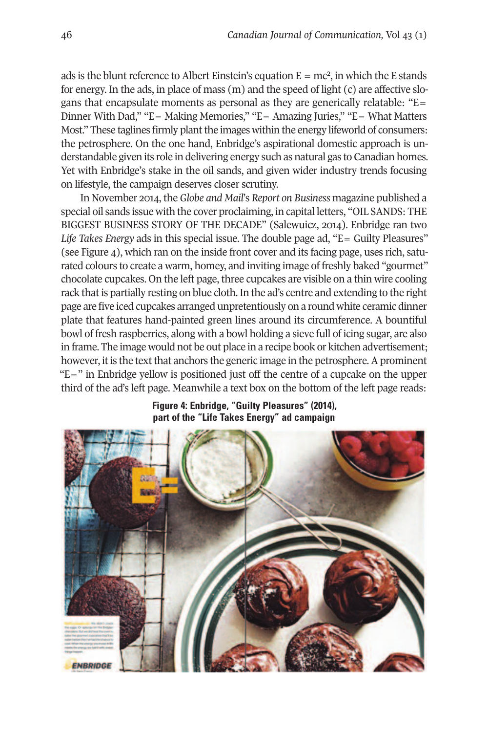ads is the blunt reference to Albert Einstein's equation $E = mc^2$, in which the E stands for energy. In the ads, in place of mass (m) and the speed of light (c) are affective slogans that encapsulate moments as personal as they are generically relatable: "E= Dinner With Dad," "E= Making Memories," "E= Amazing Juries," "E= What Matters Most." These taglines firmly plant the images within the energy lifeworld of consumers: the petrosphere. On the one hand, Enbridge's aspirational domestic approach is understandable given its role in delivering energy such as natural gas to Canadian homes. Yet with Enbridge's stake in the oil sands, and given wider industry trends focusing on lifestyle, the campaign deserves closer scrutiny.

In November 2014, the *Globe and Mail*'s *Report on Business* magazine published a special oil sands issue with the cover proclaiming, in capital letters, "OIL SANDS: THE BIGGEST BUSINESS STORY OF THE DECADE" (Salewuicz, 2014). Enbridge ran two *Life Takes Energy* ads in this special issue. The double page ad, "E= Guilty Pleasures" (see Figure 4), which ran on the inside front cover and its facing page, uses rich, saturated colours to create a warm, homey, and inviting image of freshly baked "gourmet" chocolate cupcakes. On the left page, three cupcakes are visible on a thin wire cooling rack that is partially resting on blue cloth. In the ad's centre and extending to the right page are five iced cupcakes arranged unpretentiously on a round white ceramic dinner plate that features hand-painted green lines around its circumference. A bountiful bowl of fresh raspberries, along with a bowl holding a sieve full of icing sugar, are also in frame. The image would not be out place in a recipe book or kitchen advertisement; however, it is the text that anchors the generic image in the petrosphere. A prominent "E=" in Enbridge yellow is positioned just off the centre of a cupcake on the upper third of the ad's left page. Meanwhile a text box on the bottom of the left page reads:

**Figure 4: Enbridge, "Guilty Pleasures" (2014), part of the "Life Takes Energy" ad campaign**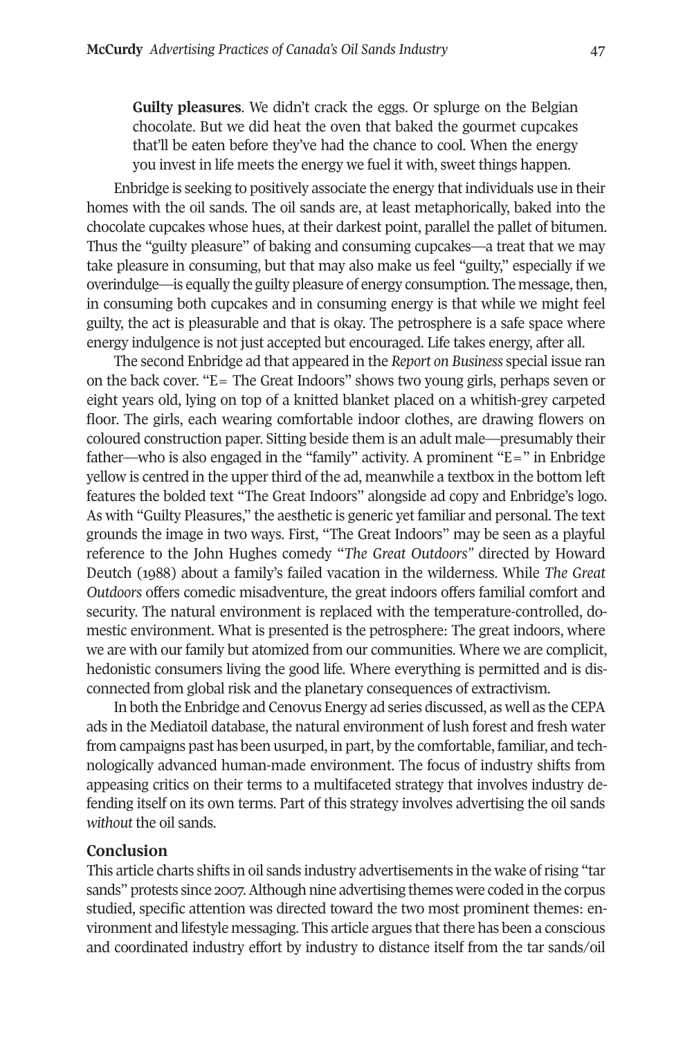> **Guilty pleasures**. We didn't crack the eggs. Or splurge on the Belgian chocolate. But we did heat the oven that baked the gourmet cupcakes that'll be eaten before they've had the chance to cool. When the energy you invest in life meets the energy we fuel it with, sweet things happen.

Enbridge is seeking to positively associate the energy that individuals use in their homes with the oil sands. The oil sands are, at least metaphorically, baked into the chocolate cupcakes whose hues, at their darkest point, parallel the pallet of bitumen. Thus the "guilty pleasure" of baking and consuming cupcakes—a treat that we may take pleasure in consuming, but that may also make us feel "guilty," especially if we overindulge—is equally the guilty pleasure of energy consumption. The message, then, in consuming both cupcakes and in consuming energy is that while we might feel guilty, the act is pleasurable and that is okay. The petrosphere is a safe space where energy indulgence is not just accepted but encouraged. Life takes energy, after all.

The second Enbridge ad that appeared in the *Report on Business* special issue ran on the back cover. "E= The Great Indoors" shows two young girls, perhaps seven or eight years old, lying on top of a knitted blanket placed on a whitish-grey carpeted floor. The girls, each wearing comfortable indoor clothes, are drawing flowers on coloured construction paper. Sitting beside them is an adult male—presumably their father—who is also engaged in the "family" activity. A prominent "E=" in Enbridge yellow is centred in the upper third of the ad, meanwhile a textbox in the bottom left features the bolded text "The Great Indoors" alongside ad copy and Enbridge's logo. As with "Guilty Pleasures," the aesthetic is generic yet familiar and personal. The text grounds the image in two ways. First, "The Great Indoors" may be seen as a playful reference to the John Hughes comedy "*The Great Outdoors"* directed by Howard Deutch (1988) about a family's failed vacation in the wilderness. While *The Great Outdoors* offers comedic misadventure, the great indoors offers familial comfort and security. The natural environment is replaced with the temperature-controlled, domestic environment. What is presented is the petrosphere: The great indoors, where we are with our family but atomized from our communities. Where we are complicit, hedonistic consumers living the good life. Where everything is permitted and is disconnected from global risk and the planetary consequences of extractivism.

In both the Enbridge and Cenovus Energy ad series discussed, as well as the CEPA ads in the Mediatoil database, the natural environment of lush forest and fresh water from campaigns past has been usurped, in part, by the comfortable, familiar, and technologically advanced human-made environment. The focus of industry shifts from appeasing critics on their terms to a multifaceted strategy that involves industry defending itself on its own terms. Part of this strategy involves advertising the oil sands *without* the oil sands.

## Conclusion

This article charts shifts in oil sands industry advertisements in the wake of rising "tar sands" protests since 2007. Although nine advertising themes were coded in the corpus studied, specific attention was directed toward the two most prominent themes: environment and lifestyle messaging. This article argues that there has been a conscious and coordinated industry effort by industry to distance itself from the tar sands/oil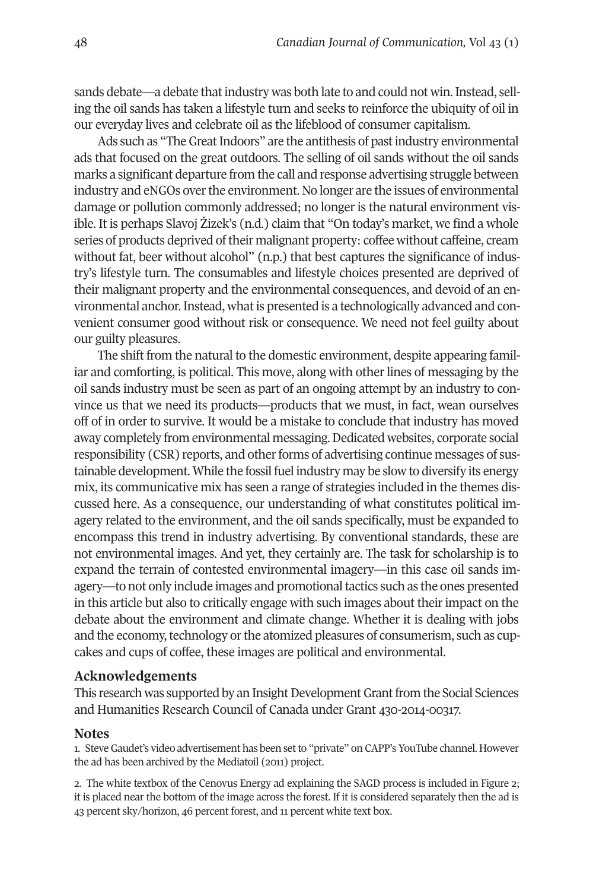sands debate—a debate that industry was both late to and could not win. Instead, selling the oil sands has taken a lifestyle turn and seeks to reinforce the ubiquity of oil in our everyday lives and celebrate oil as the lifeblood of consumer capitalism.

Ads such as "The Great Indoors" are the antithesis of past industry environmental ads that focused on the great outdoors. The selling of oil sands without the oil sands marks a significant departure from the call and response advertising struggle between industry and eNGOs over the environment. No longer are the issues of environmental damage or pollution commonly addressed; no longer is the natural environment visible. It is perhaps Slavoj Žizek's (n.d.) claim that "On today's market, we find a whole series of products deprived of their malignant property: coffee without caffeine, cream without fat, beer without alcohol" (n.p.) that best captures the significance of industry's lifestyle turn. The consumables and lifestyle choices presented are deprived of their malignant property and the environmental consequences, and devoid of an environmental anchor. Instead, what is presented is a technologically advanced and convenient consumer good without risk or consequence. We need not feel guilty about our guilty pleasures.

The shift from the natural to the domestic environment, despite appearing familiar and comforting, is political. This move, along with other lines of messaging by the oil sands industry must be seen as part of an ongoing attempt by an industry to convince us that we need its products—products that we must, in fact, wean ourselves off of in order to survive. It would be a mistake to conclude that industry has moved away completely from environmental messaging. Dedicated websites, corporate social responsibility (CSR) reports, and other forms of advertising continue messages of sustainable development. While the fossil fuel industry may be slow to diversify its energy mix, its communicative mix has seen a range of strategies included in the themes discussed here. As a consequence, our understanding of what constitutes political imagery related to the environment, and the oil sands specifically, must be expanded to encompass this trend in industry advertising. By conventional standards, these are not environmental images. And yet, they certainly are. The task for scholarship is to expand the terrain of contested environmental imagery—in this case oil sands imagery—to not only include images and promotional tactics such as the ones presented in this article but also to critically engage with such images about their impact on the debate about the environment and climate change. Whether it is dealing with jobs and the economy, technology or the atomized pleasures of consumerism, such as cupcakes and cups of coffee, these images are political and environmental.

## Acknowledgements

This research was supported by an Insight Development Grant from the Social Sciences and Humanities Research Council of Canada under Grant 430-2014-00317.

## Notes

1. Steve Gaudet's video advertisement has been set to "private" on CAPP's YouTube channel. However the ad has been archived by the Mediatoil (2011) project.

2. The white textbox of the Cenovus Energy ad explaining the SAGD process is included in Figure 2; it is placed near the bottom of the image across the forest. If it is considered separately then the ad is 43 percent sky/horizon, 46 percent forest, and 11 percent white text box.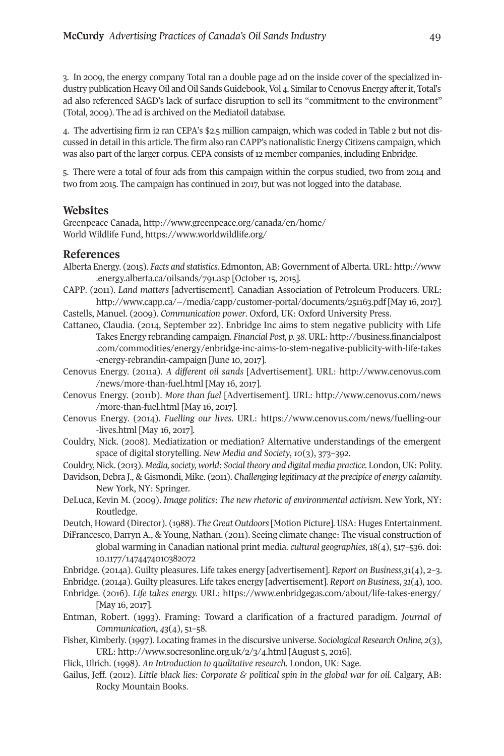3. In 2009, the energy company Total ran a double page ad on the inside cover of the specialized industry publication Heavy Oil and Oil Sands Guidebook, Vol 4. Similar to Cenovus Energy after it, Total's ad also referenced SAGD's lack of surface disruption to sell its "commitment to the environment" (Total, 2009). The ad is archived on the Mediatoil database.

4. The advertising firm i2 ran CEPA's $2.5 million campaign, which was coded in Table 2 but not discussed in detail in this article. The firm also ran CAPP's nationalistic Energy Citizens campaign, which was also part of the larger corpus. CEPA consists of 12 member companies, including Enbridge.

5. There were a total of four ads from this campaign within the corpus studied, two from 2014 and two from 2015. The campaign has continued in 2017, but was not logged into the database.

## Websites

Greenpeace Canada, http://www.greenpeace.org/canada/en/home/
World Wildlife Fund, https://www.worldwildlife.org/

## References

Alberta Energy. (2015). *Facts and statistics.* Edmonton, AB: Government of Alberta. URL: http://www.energy.alberta.ca/oilsands/791.asp [October 15, 2015].

CAPP. (2011). *Land matters* [advertisement]. Canadian Association of Petroleum Producers. URL: http://www.capp.ca/~/media/capp/customer-portal/documents/251163.pdf [May 16, 2017].

Castells, Manuel. (2009). *Communication power*. Oxford, UK: Oxford University Press.

Cattaneo, Claudia. (2014, September 22). Enbridge Inc aims to stem negative publicity with Life Takes Energy rebranding campaign. *Financial Post, p. 38*. URL: http://business.financialpost.com/commodities/energy/enbridge-inc-aims-to-stem-negative-publicity-with-life-takes-energy-rebrandin-campaign [June 10, 2017].

Cenovus Energy. (2011a). *A different oil sands* [Advertisement]. URL: http://www.cenovus.com/news/more-than-fuel.html [May 16, 2017].

Cenovus Energy. (2011b). *More than fuel* [Advertisement]. URL: http://www.cenovus.com/news/more-than-fuel.html [May 16, 2017].

Cenovus Energy. (2014). *Fuelling our lives*. URL: https://www.cenovus.com/news/fuelling-our-lives.html [May 16, 2017].

Couldry, Nick. (2008). Mediatization or mediation? Alternative understandings of the emergent space of digital storytelling. *New Media and Society*, *10*(3), 373–392.

Couldry, Nick. (2013). *Media, society, world: Social theory and digital media practice.* London, UK: Polity.

Davidson, Debra J., & Gismondi, Mike. (2011). *Challenging legitimacy at the precipice of energy calamity*. New York, NY: Springer.

DeLuca, Kevin M. (2009). *Image politics: The new rhetoric of environmental activism.* New York, NY: Routledge.

Deutch, Howard (Director). (1988). *The Great Outdoors* [Motion Picture]. USA: Huges Entertainment.

DiFrancesco, Darryn A., & Young, Nathan. (2011). Seeing climate change: The visual construction of global warming in Canadian national print media. *cultural geographies*, 18(4), 517–536. doi: 10.1177/1474474010382072

Enbridge. (2014a). Guilty pleasures. Life takes energy [advertisement]. *Report on Business*, *31*(4), 2–3.

Enbridge. (2014a). Guilty pleasures. Life takes energy [advertisement]. *Report on Business*, *31*(4), 100.

Enbridge. (2016). *Life takes energy.* URL: https://www.enbridgegas.com/about/life-takes-energy/ [May 16, 2017].

Entman, Robert. (1993). Framing: Toward a clarification of a fractured paradigm. *Journal of Communication*, *43*(4), 51–58.

Fisher, Kimberly. (1997). Locating frames in the discursive universe. *Sociological Research Online, 2*(3), URL: http://www.socresonline.org.uk/2/3/4.html [August 5, 2016].

Flick, Ulrich. (1998). *An Introduction to qualitative research*. London, UK: Sage.

Gailus, Jeff. (2012). *Little black lies: Corporate & political spin in the global war for oil.* Calgary, AB: Rocky Mountain Books.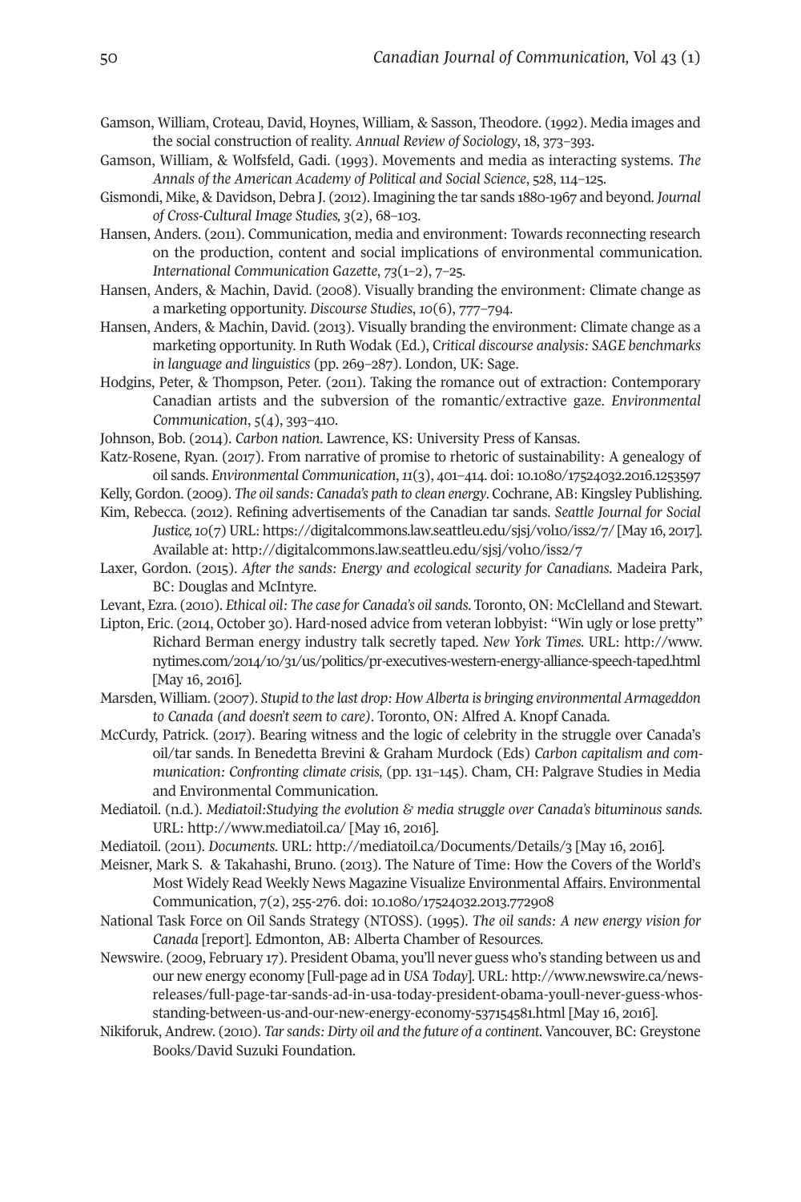Gamson, William, Croteau, David, Hoynes, William, & Sasson, Theodore. (1992). Media images and the social construction of reality. *Annual Review of Sociology*, 18, 373–393.

Gamson, William, & Wolfsfeld, Gadi. (1993). Movements and media as interacting systems. *The Annals of the American Academy of Political and Social Science*, 528, 114–125.

Gismondi, Mike, & Davidson, Debra J. (2012). Imagining the tar sands 1880-1967 and beyond. *Journal of Cross-Cultural Image Studies, 3*(2), 68–103.

Hansen, Anders. (2011). Communication, media and environment: Towards reconnecting research on the production, content and social implications of environmental communication. *International Communication Gazette*, *73*(1–2), 7–25.

Hansen, Anders, & Machin, David. (2008). Visually branding the environment: Climate change as a marketing opportunity. *Discourse Studies*, *10*(6), 777–794.

Hansen, Anders, & Machin, David. (2013). Visually branding the environment: Climate change as a marketing opportunity. In Ruth Wodak (Ed.), *Critical discourse analysis: SAGE benchmarks in language and linguistics* (pp. 269–287). London, UK: Sage.

Hodgins, Peter, & Thompson, Peter. (2011). Taking the romance out of extraction: Contemporary Canadian artists and the subversion of the romantic/extractive gaze. *Environmental Communication*, *5*(4), 393–410.

Johnson, Bob. (2014). *Carbon nation*. Lawrence, KS: University Press of Kansas.

Katz-Rosene, Ryan. (2017). From narrative of promise to rhetoric of sustainability: A genealogy of oil sands. *Environmental Communication*, *11*(3), 401–414. doi: 10.1080/17524032.2016.1253597

Kelly, Gordon. (2009). *The oil sands: Canada's path to clean energy*. Cochrane, AB: Kingsley Publishing.

Kim, Rebecca. (2012). Refining advertisements of the Canadian tar sands. *Seattle Journal for Social Justice, 10*(7) URL: https://digitalcommons.law.seattleu.edu/sjsj/vol10/iss2/7/ [May 16, 2017]. Available at: http://digitalcommons.law.seattleu.edu/sjsj/vol10/iss2/7

Laxer, Gordon. (2015). *After the sands: Energy and ecological security for Canadians*. Madeira Park, BC: Douglas and McIntyre.

Levant, Ezra. (2010). *Ethical oil: The case for Canada's oil sands*. Toronto, ON: McClelland and Stewart.

Lipton, Eric. (2014, October 30). Hard-nosed advice from veteran lobbyist: "Win ugly or lose pretty" Richard Berman energy industry talk secretly taped. *New York Times*. URL: http://www.nytimes.com/2014/10/31/us/politics/pr-executives-western-energy-alliance-speech-taped.html [May 16, 2016].

Marsden, William. (2007). *Stupid to the last drop: How Alberta is bringing environmental Armageddon to Canada (and doesn't seem to care)*. Toronto, ON: Alfred A. Knopf Canada.

McCurdy, Patrick. (2017). Bearing witness and the logic of celebrity in the struggle over Canada's oil/tar sands. In Benedetta Brevini & Graham Murdock (Eds) *Carbon capitalism and communication: Confronting climate crisis,* (pp. 131–145). Cham, CH: Palgrave Studies in Media and Environmental Communication.

Mediatoil. (n.d.). *Mediatoil:Studying the evolution & media struggle over Canada's bituminous sands*. URL: http://www.mediatoil.ca/ [May 16, 2016].

Mediatoil. (2011). *Documents*. URL: http://mediatoil.ca/Documents/Details/3 [May 16, 2016].

Meisner, Mark S. & Takahashi, Bruno. (2013). The Nature of Time: How the Covers of the World's Most Widely Read Weekly News Magazine Visualize Environmental Affairs. Environmental Communication, 7(2), 255-276. doi: 10.1080/17524032.2013.772908

National Task Force on Oil Sands Strategy (NTOSS). (1995). *The oil sands: A new energy vision for Canada* [report]. Edmonton, AB: Alberta Chamber of Resources.

Newswire. (2009, February 17). President Obama, you'll never guess who's standing between us and our new energy economy [Full-page ad in *USA Today*]. URL: http://www.newswire.ca/news-releases/full-page-tar-sands-ad-in-usa-today-president-obama-youll-never-guess-whos-standing-between-us-and-our-new-energy-economy-537154581.html [May 16, 2016].

Nikiforuk, Andrew. (2010). *Tar sands: Dirty oil and the future of a continent*. Vancouver, BC: Greystone Books/David Suzuki Foundation.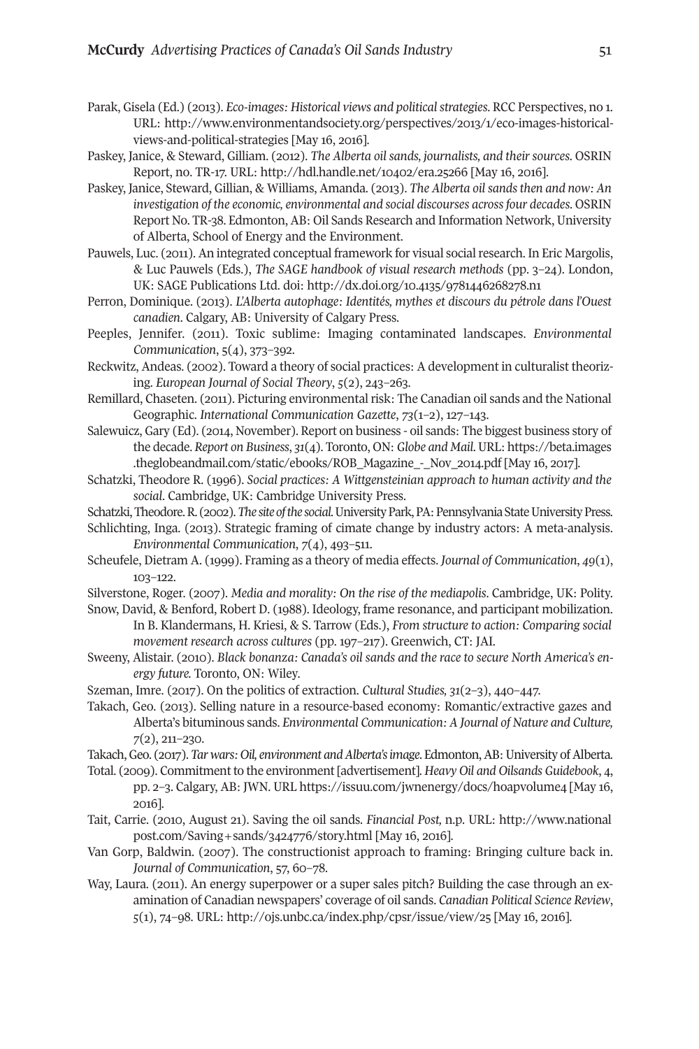Parak, Gisela (Ed.) (2013). *Eco-images: Historical views and political strategies*. RCC Perspectives, no 1. URL: http://www.environmentandsociety.org/perspectives/2013/1/eco-images-historical-views-and-political-strategies [May 16, 2016].

Paskey, Janice, & Steward, Gilliam. (2012). *The Alberta oil sands, journalists, and their sources*. OSRIN Report, no. TR-17. URL: http://hdl.handle.net/10402/era.25266 [May 16, 2016].

Paskey, Janice, Steward, Gillian, & Williams, Amanda. (2013). *The Alberta oil sands then and now: An investigation of the economic, environmental and social discourses across four decades*. OSRIN Report No. TR-38. Edmonton, AB: Oil Sands Research and Information Network, University of Alberta, School of Energy and the Environment.

Pauwels, Luc. (2011). An integrated conceptual framework for visual social research. In Eric Margolis, & Luc Pauwels (Eds.), *The SAGE handbook of visual research methods* (pp. 3–24). London, UK: SAGE Publications Ltd. doi: http://dx.doi.org/10.4135/9781446268278.n1

Perron, Dominique. (2013). *L'Alberta autophage: Identités, mythes et discours du pétrole dans l'Ouest canadien*. Calgary, AB: University of Calgary Press.

Peeples, Jennifer. (2011). Toxic sublime: Imaging contaminated landscapes. *Environmental Communication*, 5(4), 373–392.

Reckwitz, Andeas. (2002). Toward a theory of social practices: A development in culturalist theorizing. *European Journal of Social Theory*, 5(2), 243–263.

Remillard, Chaseten. (2011). Picturing environmental risk: The Canadian oil sands and the National Geographic. *International Communication Gazette*, *73*(1–2), 127–143.

Salewuicz, Gary (Ed). (2014, November). Report on business - oil sands: The biggest business story of the decade. *Report on Business*, *31*(4). Toronto, ON: *Globe and Mail*. URL: https://beta.images.theglobeandmail.com/static/ebooks/ROB_Magazine_-_Nov_2014.pdf [May 16, 2017].

Schatzki, Theodore R. (1996). *Social practices: A Wittgensteinian approach to human activity and the social*. Cambridge, UK: Cambridge University Press.

Schatzki, Theodore. R. (2002). *The site of the social*. University Park, PA: Pennsylvania State University Press.

Schlichting, Inga. (2013). Strategic framing of cimate change by industry actors: A meta-analysis. *Environmental Communication*, *7*(4), 493–511.

Scheufele, Dietram A. (1999). Framing as a theory of media effects. *Journal of Communication*, *49*(1), 103–122.

Silverstone, Roger. (2007). *Media and morality: On the rise of the mediapolis*. Cambridge, UK: Polity.

Snow, David, & Benford, Robert D. (1988). Ideology, frame resonance, and participant mobilization. In B. Klandermans, H. Kriesi, & S. Tarrow (Eds.), *From structure to action: Comparing social movement research across cultures* (pp. 197–217). Greenwich, CT: JAI.

Sweeny, Alistair. (2010). *Black bonanza: Canada's oil sands and the race to secure North America's energy future*. Toronto, ON: Wiley.

Szeman, Imre. (2017). On the politics of extraction. *Cultural Studies, 31*(2–3), 440–447.

Takach, Geo. (2013). Selling nature in a resource-based economy: Romantic/extractive gazes and Alberta's bituminous sands. *Environmental Communication: A Journal of Nature and Culture, 7*(2), 211–230.

Takach, Geo. (2017). *Tar wars: Oil, environment and Alberta's image*. Edmonton, AB: University of Alberta.

Total. (2009). Commitment to the environment [advertisement]. *Heavy Oil and Oilsands Guidebook*, 4, pp. 2–3. Calgary, AB: JWN. URL https://issuu.com/jwnenergy/docs/hoapvolume4 [May 16, 2016].

Tait, Carrie. (2010, August 21). Saving the oil sands. *Financial Post*, n.p. URL: http://www.nationalpost.com/Saving+sands/3424776/story.html [May 16, 2016].

Van Gorp, Baldwin. (2007). The constructionist approach to framing: Bringing culture back in. *Journal of Communication*, 57, 60–78.

Way, Laura. (2011). An energy superpower or a super sales pitch? Building the case through an examination of Canadian newspapers' coverage of oil sands. *Canadian Political Science Review*, 5(1), 74–98. URL: http://ojs.unbc.ca/index.php/cpsr/issue/view/25 [May 16, 2016].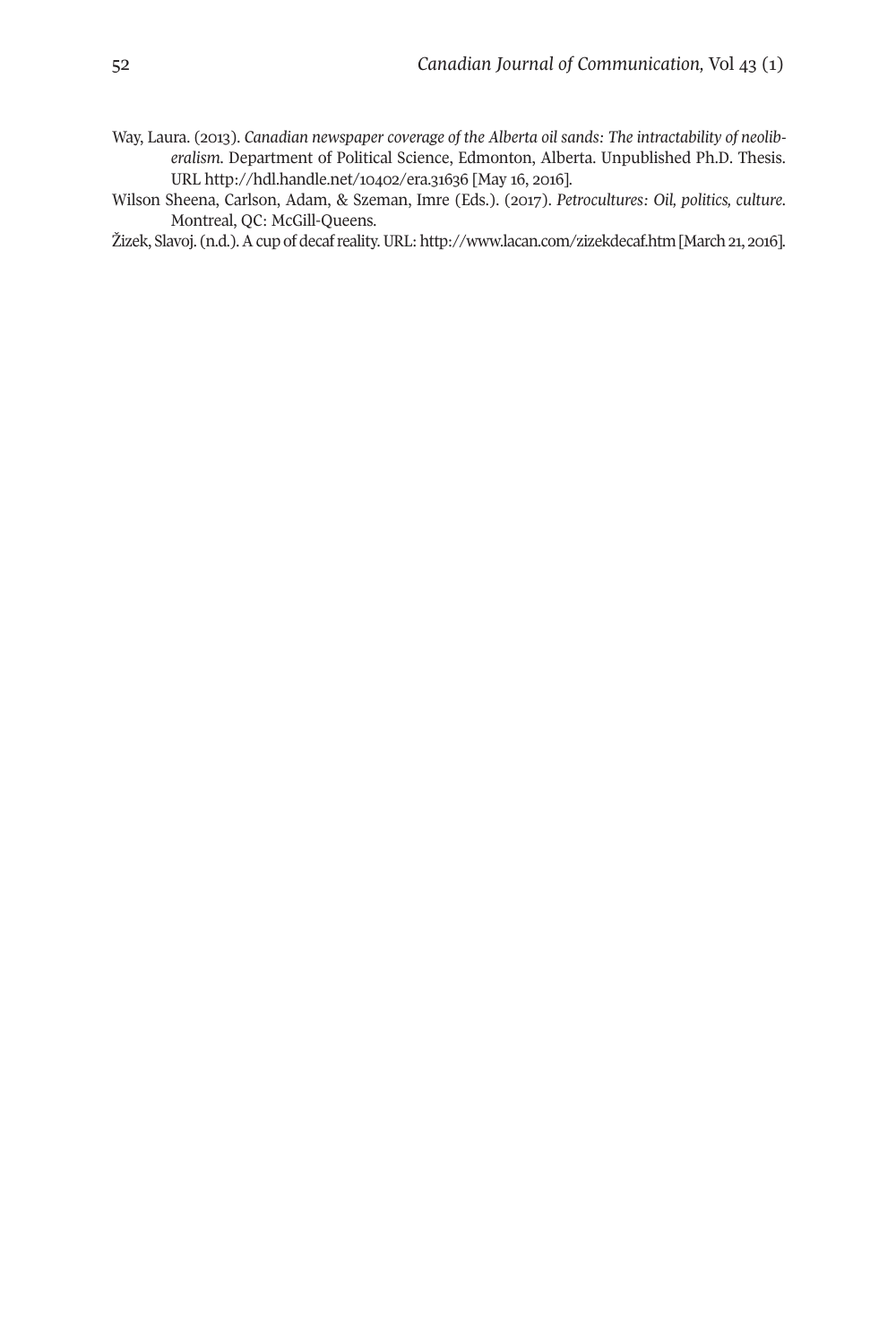Way, Laura. (2013). *Canadian newspaper coverage of the Alberta oil sands: The intractability of neoliberalism*. Department of Political Science, Edmonton, Alberta. Unpublished Ph.D. Thesis. URL http://hdl.handle.net/10402/era.31636 [May 16, 2016].

Wilson Sheena, Carlson, Adam, & Szeman, Imre (Eds.). (2017). *Petrocultures: Oil, politics, culture*. Montreal, QC: McGill-Queens.

Žizek, Slavoj. (n.d.). A cup of decaf reality. URL: http://www.lacan.com/zizekdecaf.htm [March 21, 2016].